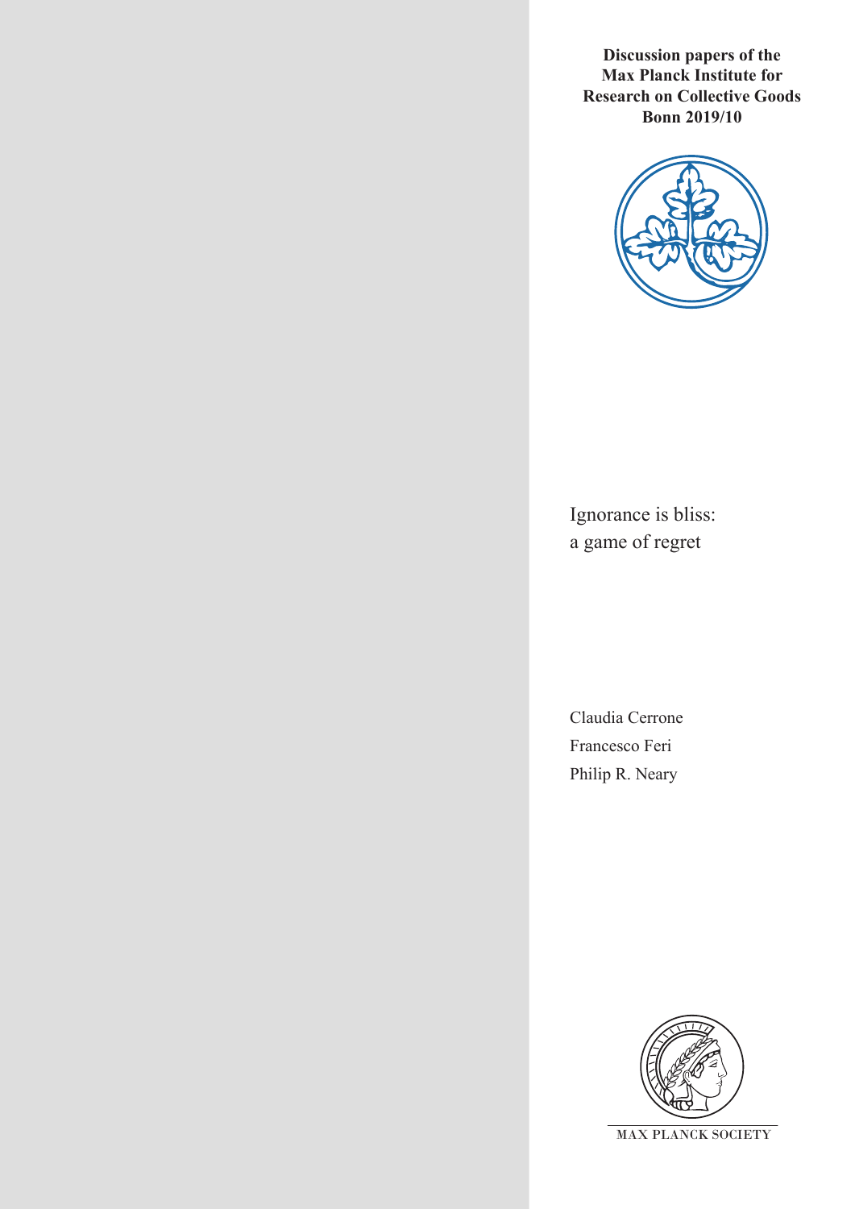**Discussion papers of the Max Planck Institute for Research on Collective Goods Bonn 2019/10**

# Ignorance is bliss: a game of regret

Claudia Cerrone
Francesco Feri
Philip R. Neary

MAX PLANCK SOCIETY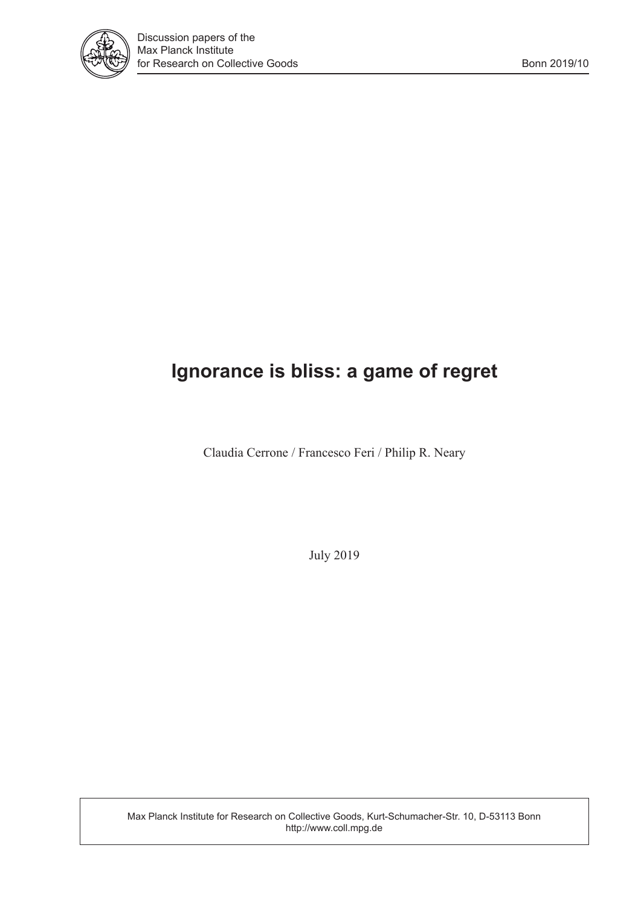# Ignorance is bliss: a game of regret

Claudia Cerrone / Francesco Feri / Philip R. Neary

July 2019

Max Planck Institute for Research on Collective Goods, Kurt-Schumacher-Str. 10, D-53113 Bonn
http://www.coll.mpg.de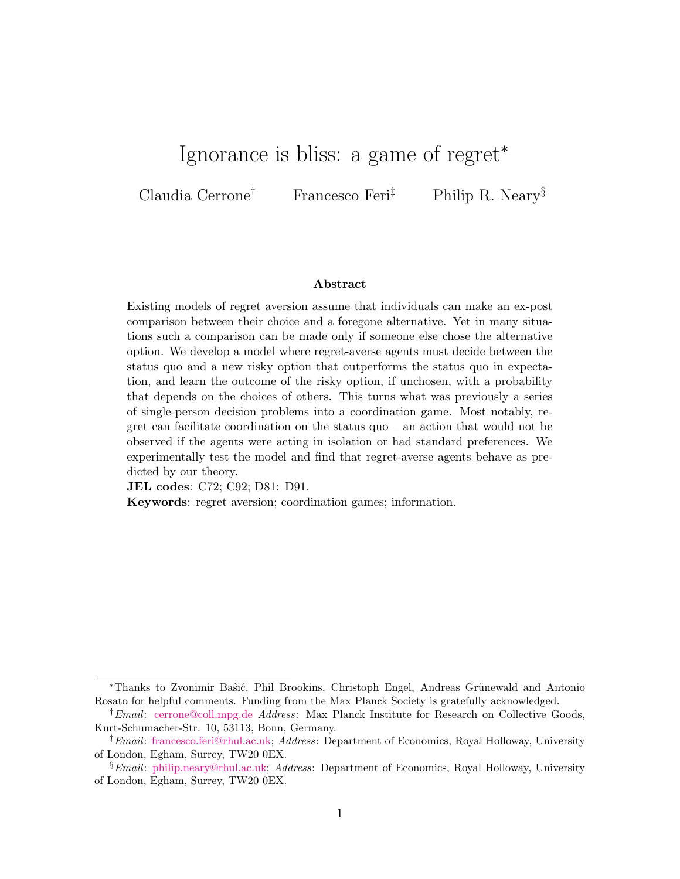# Ignorance is bliss: a game of regret*

Claudia Cerrone[†] Francesco Feri[‡] Philip R. Neary[§]

### Abstract

Existing models of regret aversion assume that individuals can make an ex-post comparison between their choice and a foregone alternative. Yet in many situations such a comparison can be made only if someone else chose the alternative option. We develop a model where regret-averse agents must decide between the status quo and a new risky option that outperforms the status quo in expectation, and learn the outcome of the risky option, if unchosen, with a probability that depends on the choices of others. This turns what was previously a series of single-person decision problems into a coordination game. Most notably, regret can facilitate coordination on the status quo – an action that would not be observed if the agents were acting in isolation or had standard preferences. We experimentally test the model and find that regret-averse agents behave as predicted by our theory.

**JEL codes**: C72; C92; D81: D91.

**Keywords**: regret aversion; coordination games; information.

---

*Thanks to Zvonimir Bašić, Phil Brookins, Christoph Engel, Andreas Grünewald and Antonio Rosato for helpful comments. Funding from the Max Planck Society is gratefully acknowledged.

[†] *Email*: cerrone@coll.mpg.de *Address*: Max Planck Institute for Research on Collective Goods, Kurt-Schumacher-Str. 10, 53113, Bonn, Germany.

[‡] *Email*: francesco.feri@rhul.ac.uk; *Address*: Department of Economics, Royal Holloway, University of London, Egham, Surrey, TW20 0EX.

[§] *Email*: philip.neary@rhul.ac.uk; *Address*: Department of Economics, Royal Holloway, University of London, Egham, Surrey, TW20 0EX.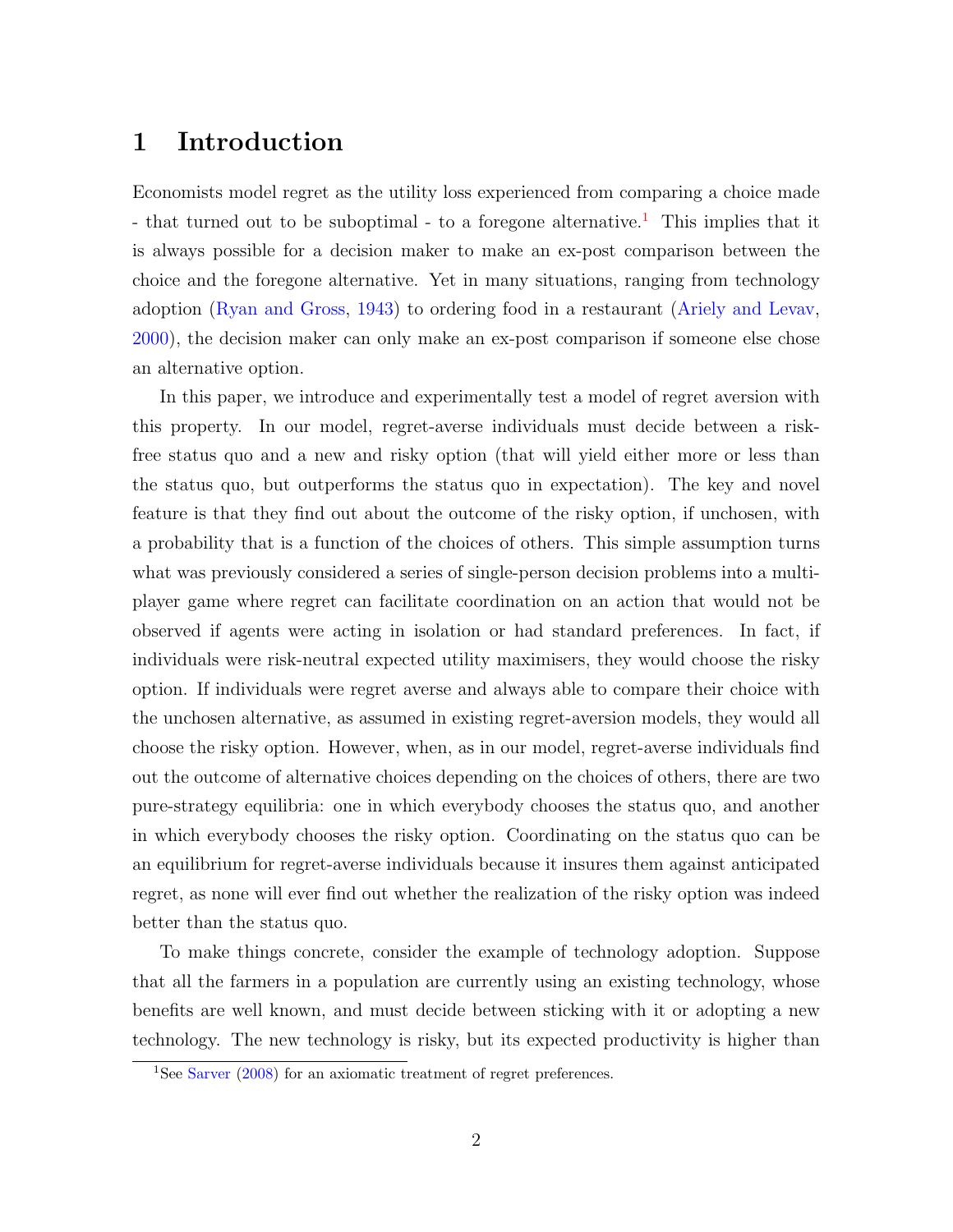# 1 Introduction

Economists model regret as the utility loss experienced from comparing a choice made - that turned out to be suboptimal - to a foregone alternative.[1] This implies that it is always possible for a decision maker to make an ex-post comparison between the choice and the foregone alternative. Yet in many situations, ranging from technology adoption (Ryan and Gross, 1943) to ordering food in a restaurant (Ariely and Levav, 2000), the decision maker can only make an ex-post comparison if someone else chose an alternative option.

In this paper, we introduce and experimentally test a model of regret aversion with this property. In our model, regret-averse individuals must decide between a risk-free status quo and a new and risky option (that will yield either more or less than the status quo, but outperforms the status quo in expectation). The key and novel feature is that they find out about the outcome of the risky option, if unchosen, with a probability that is a function of the choices of others. This simple assumption turns what was previously considered a series of single-person decision problems into a multi-player game where regret can facilitate coordination on an action that would not be observed if agents were acting in isolation or had standard preferences. In fact, if individuals were risk-neutral expected utility maximisers, they would choose the risky option. If individuals were regret averse and always able to compare their choice with the unchosen alternative, as assumed in existing regret-aversion models, they would all choose the risky option. However, when, as in our model, regret-averse individuals find out the outcome of alternative choices depending on the choices of others, there are two pure-strategy equilibria: one in which everybody chooses the status quo, and another in which everybody chooses the risky option. Coordinating on the status quo can be an equilibrium for regret-averse individuals because it insures them against anticipated regret, as none will ever find out whether the realization of the risky option was indeed better than the status quo.

To make things concrete, consider the example of technology adoption. Suppose that all the farmers in a population are currently using an existing technology, whose benefits are well known, and must decide between sticking with it or adopting a new technology. The new technology is risky, but its expected productivity is higher than

[1] See Sarver (2008) for an axiomatic treatment of regret preferences.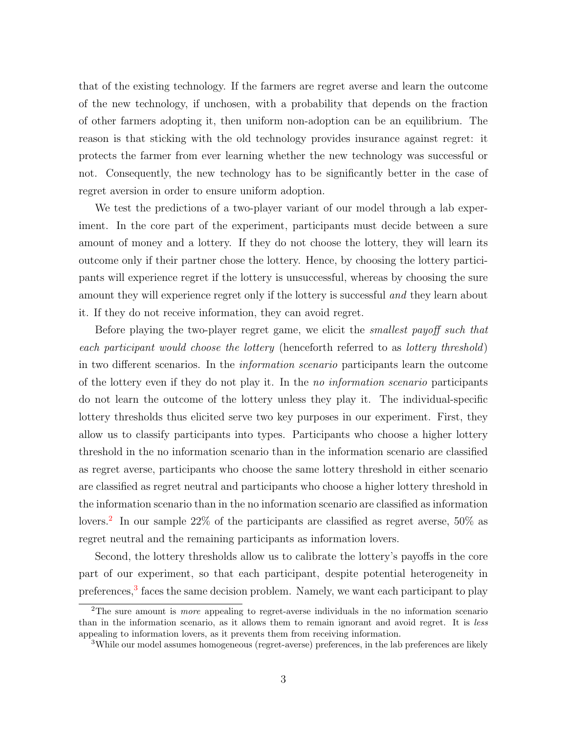that of the existing technology. If the farmers are regret averse and learn the outcome of the new technology, if unchosen, with a probability that depends on the fraction of other farmers adopting it, then uniform non-adoption can be an equilibrium. The reason is that sticking with the old technology provides insurance against regret: it protects the farmer from ever learning whether the new technology was successful or not. Consequently, the new technology has to be significantly better in the case of regret aversion in order to ensure uniform adoption.

We test the predictions of a two-player variant of our model through a lab experiment. In the core part of the experiment, participants must decide between a sure amount of money and a lottery. If they do not choose the lottery, they will learn its outcome only if their partner chose the lottery. Hence, by choosing the lottery participants will experience regret if the lottery is unsuccessful, whereas by choosing the sure amount they will experience regret only if the lottery is successful *and* they learn about it. If they do not receive information, they can avoid regret.

Before playing the two-player regret game, we elicit the *smallest payoff such that each participant would choose the lottery* (henceforth referred to as *lottery threshold*) in two different scenarios. In the *information scenario* participants learn the outcome of the lottery even if they do not play it. In the *no information scenario* participants do not learn the outcome of the lottery unless they play it. The individual-specific lottery thresholds thus elicited serve two key purposes in our experiment. First, they allow us to classify participants into types. Participants who choose a higher lottery threshold in the no information scenario than in the information scenario are classified as regret averse, participants who choose the same lottery threshold in either scenario are classified as regret neutral and participants who choose a higher lottery threshold in the information scenario than in the no information scenario are classified as information lovers.[2] In our sample 22% of the participants are classified as regret averse, 50% as regret neutral and the remaining participants as information lovers.

Second, the lottery thresholds allow us to calibrate the lottery's payoffs in the core part of our experiment, so that each participant, despite potential heterogeneity in preferences,[3] faces the same decision problem. Namely, we want each participant to play

[2]The sure amount is *more* appealing to regret-averse individuals in the no information scenario than in the information scenario, as it allows them to remain ignorant and avoid regret. It is *less* appealing to information lovers, as it prevents them from receiving information.

[3]While our model assumes homogeneous (regret-averse) preferences, in the lab preferences are likely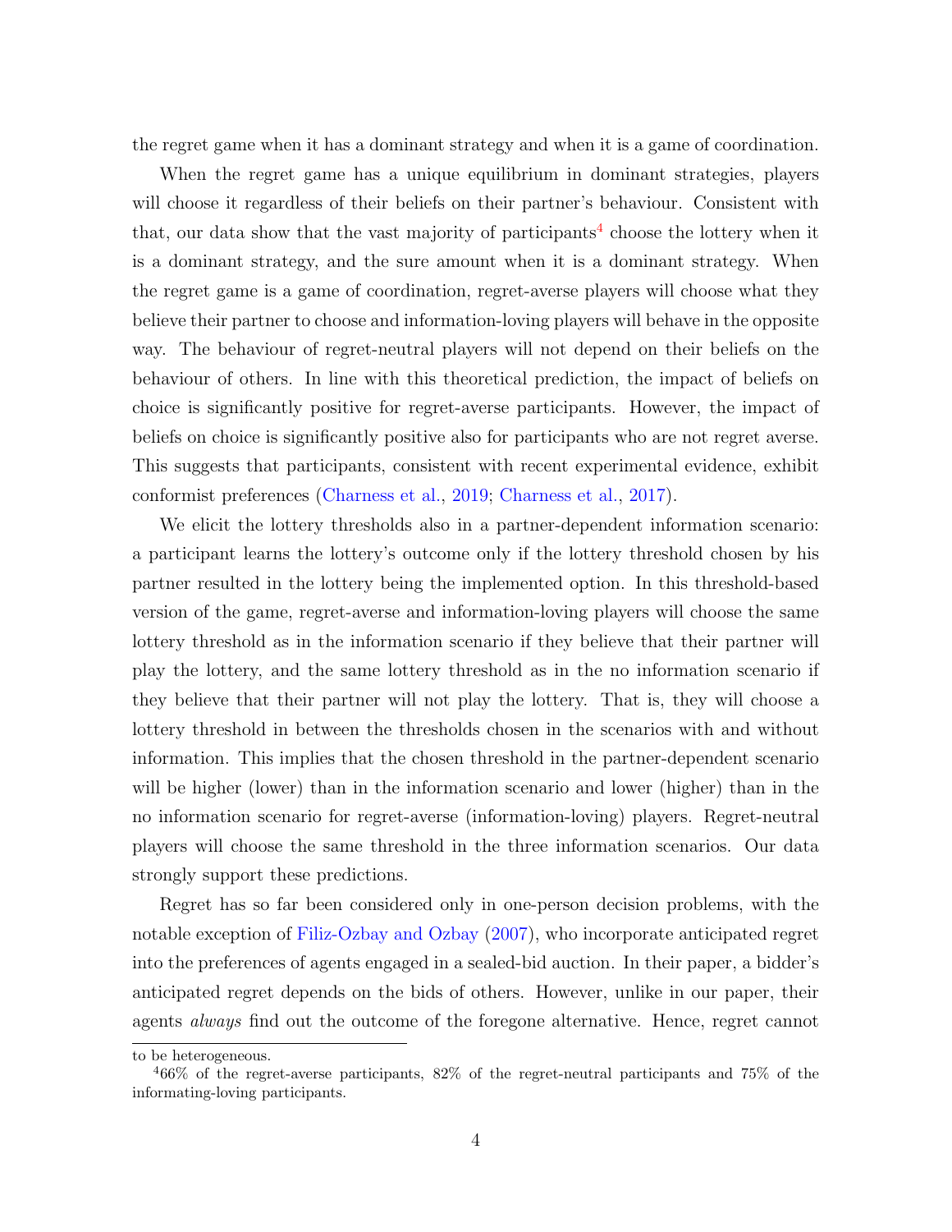the regret game when it has a dominant strategy and when it is a game of coordination.

When the regret game has a unique equilibrium in dominant strategies, players will choose it regardless of their beliefs on their partner's behaviour. Consistent with that, our data show that the vast majority of participants[4] choose the lottery when it is a dominant strategy, and the sure amount when it is a dominant strategy. When the regret game is a game of coordination, regret-averse players will choose what they believe their partner to choose and information-loving players will behave in the opposite way. The behaviour of regret-neutral players will not depend on their beliefs on the behaviour of others. In line with this theoretical prediction, the impact of beliefs on choice is significantly positive for regret-averse participants. However, the impact of beliefs on choice is significantly positive also for participants who are not regret averse. This suggests that participants, consistent with recent experimental evidence, exhibit conformist preferences (Charness et al., 2019; Charness et al., 2017).

We elicit the lottery thresholds also in a partner-dependent information scenario: a participant learns the lottery's outcome only if the lottery threshold chosen by his partner resulted in the lottery being the implemented option. In this threshold-based version of the game, regret-averse and information-loving players will choose the same lottery threshold as in the information scenario if they believe that their partner will play the lottery, and the same lottery threshold as in the no information scenario if they believe that their partner will not play the lottery. That is, they will choose a lottery threshold in between the thresholds chosen in the scenarios with and without information. This implies that the chosen threshold in the partner-dependent scenario will be higher (lower) than in the information scenario and lower (higher) than in the no information scenario for regret-averse (information-loving) players. Regret-neutral players will choose the same threshold in the three information scenarios. Our data strongly support these predictions.

Regret has so far been considered only in one-person decision problems, with the notable exception of Filiz-Ozbay and Ozbay (2007), who incorporate anticipated regret into the preferences of agents engaged in a sealed-bid auction. In their paper, a bidder's anticipated regret depends on the bids of others. However, unlike in our paper, their agents *always* find out the outcome of the foregone alternative. Hence, regret cannot

to be heterogeneous.

[4]66% of the regret-averse participants, 82% of the regret-neutral participants and 75% of the informating-loving participants.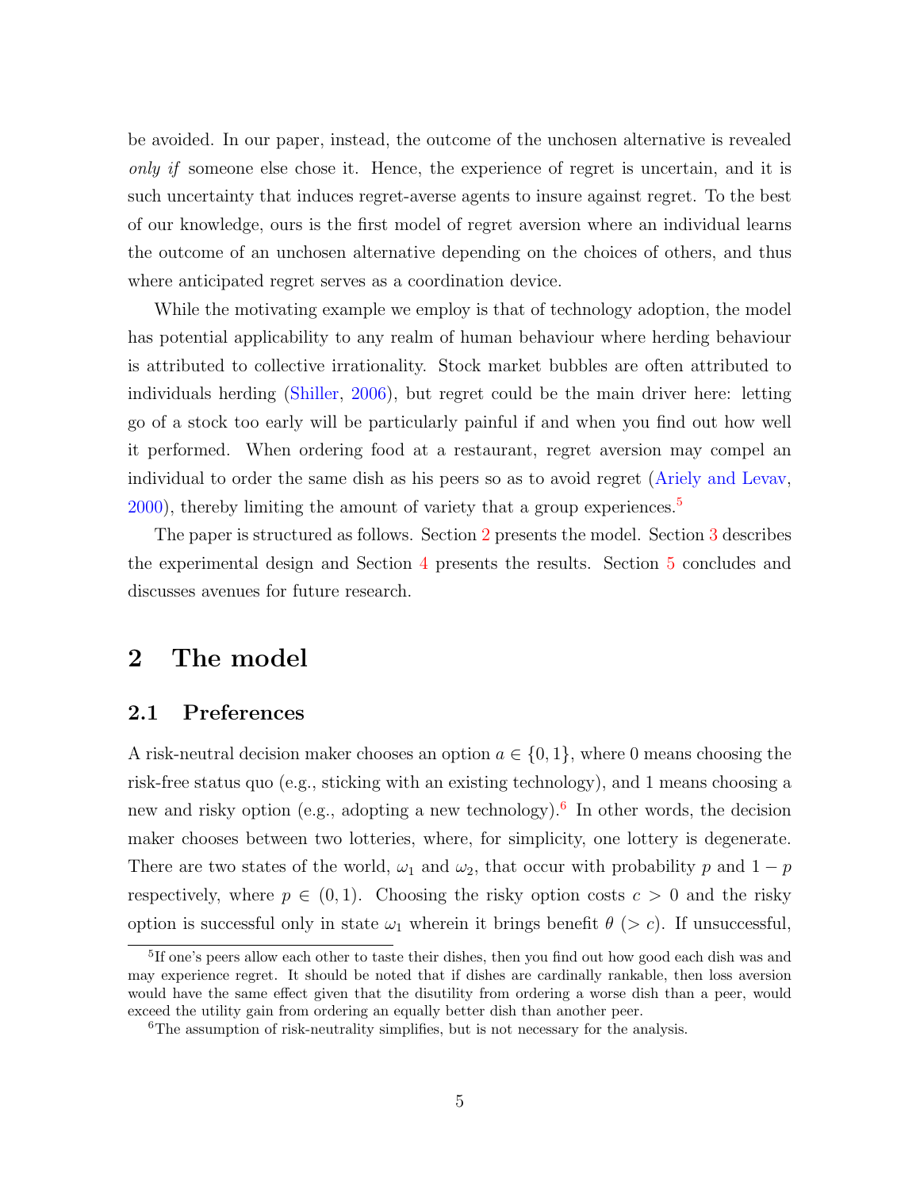be avoided. In our paper, instead, the outcome of the unchosen alternative is revealed *only if* someone else chose it. Hence, the experience of regret is uncertain, and it is such uncertainty that induces regret-averse agents to insure against regret. To the best of our knowledge, ours is the first model of regret aversion where an individual learns the outcome of an unchosen alternative depending on the choices of others, and thus where anticipated regret serves as a coordination device.

While the motivating example we employ is that of technology adoption, the model has potential applicability to any realm of human behaviour where herding behaviour is attributed to collective irrationality. Stock market bubbles are often attributed to individuals herding (Shiller, 2006), but regret could be the main driver here: letting go of a stock too early will be particularly painful if and when you find out how well it performed. When ordering food at a restaurant, regret aversion may compel an individual to order the same dish as his peers so as to avoid regret (Ariely and Levav, 2000), thereby limiting the amount of variety that a group experiences.[5]

The paper is structured as follows. Section 2 presents the model. Section 3 describes the experimental design and Section 4 presents the results. Section 5 concludes and discusses avenues for future research.

# 2 The model

## 2.1 Preferences

A risk-neutral decision maker chooses an option $a \in \{0, 1\}$, where 0 means choosing the risk-free status quo (e.g., sticking with an existing technology), and 1 means choosing a new and risky option (e.g., adopting a new technology).[6] In other words, the decision maker chooses between two lotteries, where, for simplicity, one lottery is degenerate. There are two states of the world, $\omega_1$ and $\omega_2$, that occur with probability $p$ and $1 - p$ respectively, where $p \in (0, 1)$. Choosing the risky option costs $c > 0$ and the risky option is successful only in state $\omega_1$ wherein it brings benefit $\theta$ $(> c)$. If unsuccessful,

[5] If one's peers allow each other to taste their dishes, then you find out how good each dish was and may experience regret. It should be noted that if dishes are cardinally rankable, then loss aversion would have the same effect given that the disutility from ordering a worse dish than a peer, would exceed the utility gain from ordering an equally better dish than another peer.

[6] The assumption of risk-neutrality simplifies, but is not necessary for the analysis.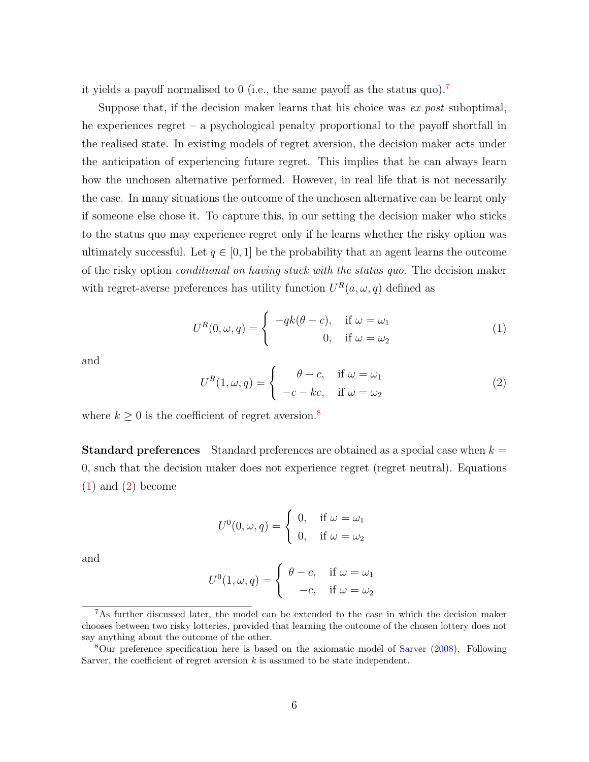it yields a payoff normalised to 0 (i.e., the same payoff as the status quo).[7]

Suppose that, if the decision maker learns that his choice was *ex post* suboptimal, he experiences regret – a psychological penalty proportional to the payoff shortfall in the realised state. In existing models of regret aversion, the decision maker acts under the anticipation of experiencing future regret. This implies that he can always learn how the unchosen alternative performed. However, in real life that is not necessarily the case. In many situations the outcome of the unchosen alternative can be learnt only if someone else chose it. To capture this, in our setting the decision maker who sticks to the status quo may experience regret only if he learns whether the risky option was ultimately successful. Let $q \in [0, 1]$ be the probability that an agent learns the outcome of the risky option *conditional on having stuck with the status quo.* The decision maker with regret-averse preferences has utility function $U^R(a, \omega, q)$ defined as

$$U^R(0, \omega, q) = \begin{cases} -qk(\theta - c), & \text{if } \omega = \omega_1 \\ 0, & \text{if } \omega = \omega_2 \end{cases} \tag{1}$$

and

$$U^R(1, \omega, q) = \begin{cases} \theta - c, & \text{if } \omega = \omega_1 \\ -c - kc, & \text{if } \omega = \omega_2 \end{cases} \tag{2}$$

where $k \geq 0$ is the coefficient of regret aversion.[8]

**Standard preferences** Standard preferences are obtained as a special case when $k = 0$, such that the decision maker does not experience regret (regret neutral). Equations (1) and (2) become

$$U^0(0, \omega, q) = \begin{cases} 0, & \text{if } \omega = \omega_1 \\ 0, & \text{if } \omega = \omega_2 \end{cases}$$

and

$$U^0(1, \omega, q) = \begin{cases} \theta - c, & \text{if } \omega = \omega_1 \\ -c, & \text{if } \omega = \omega_2 \end{cases}$$

---

[7] As further discussed later, the model can be extended to the case in which the decision maker chooses between two risky lotteries, provided that learning the outcome of the chosen lottery does not say anything about the outcome of the other.

[8] Our preference specification here is based on the axiomatic model of Sarver (2008). Following Sarver, the coefficient of regret aversion $k$ is assumed to be state independent.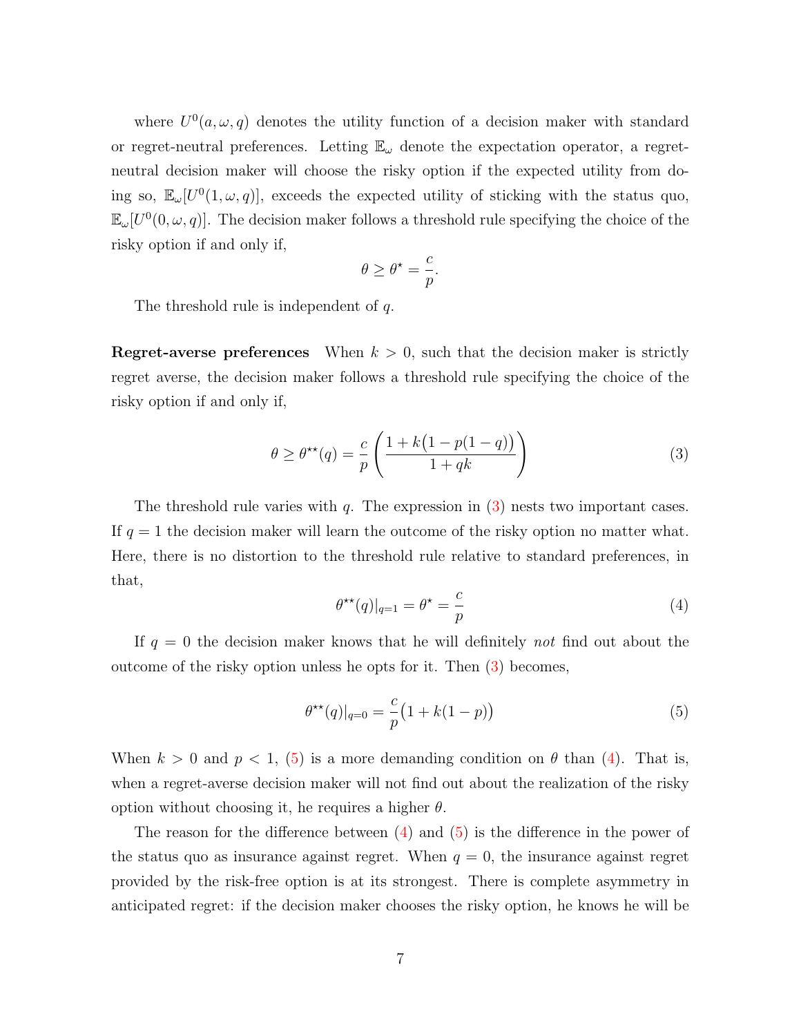where $U^0(a, \omega, q)$ denotes the utility function of a decision maker with standard or regret-neutral preferences. Letting $\mathbb{E}_\omega$ denote the expectation operator, a regret-neutral decision maker will choose the risky option if the expected utility from doing so, $\mathbb{E}_\omega[U^0(1, \omega, q)]$, exceeds the expected utility of sticking with the status quo, $\mathbb{E}_\omega[U^0(0, \omega, q)]$. The decision maker follows a threshold rule specifying the choice of the risky option if and only if,

$$\theta \geq \theta^\star = \frac{c}{p}.$$

The threshold rule is independent of $q$.

**Regret-averse preferences** When $k > 0$, such that the decision maker is strictly regret averse, the decision maker follows a threshold rule specifying the choice of the risky option if and only if,

$$\theta \geq \theta^{\star\star}(q) = \frac{c}{p}\left(\frac{1 + k\big(1 - p(1-q)\big)}{1 + qk}\right) \tag{3}$$

The threshold rule varies with $q$. The expression in (3) nests two important cases. If $q = 1$ the decision maker will learn the outcome of the risky option no matter what. Here, there is no distortion to the threshold rule relative to standard preferences, in that,

$$\theta^{\star\star}(q)|_{q=1} = \theta^\star = \frac{c}{p} \tag{4}$$

If $q = 0$ the decision maker knows that he will definitely *not* find out about the outcome of the risky option unless he opts for it. Then (3) becomes,

$$\theta^{\star\star}(q)|_{q=0} = \frac{c}{p}\big(1 + k(1-p)\big) \tag{5}$$

When $k > 0$ and $p < 1$, (5) is a more demanding condition on $\theta$ than (4). That is, when a regret-averse decision maker will not find out about the realization of the risky option without choosing it, he requires a higher $\theta$.

The reason for the difference between (4) and (5) is the difference in the power of the status quo as insurance against regret. When $q = 0$, the insurance against regret provided by the risk-free option is at its strongest. There is complete asymmetry in anticipated regret: if the decision maker chooses the risky option, he knows he will be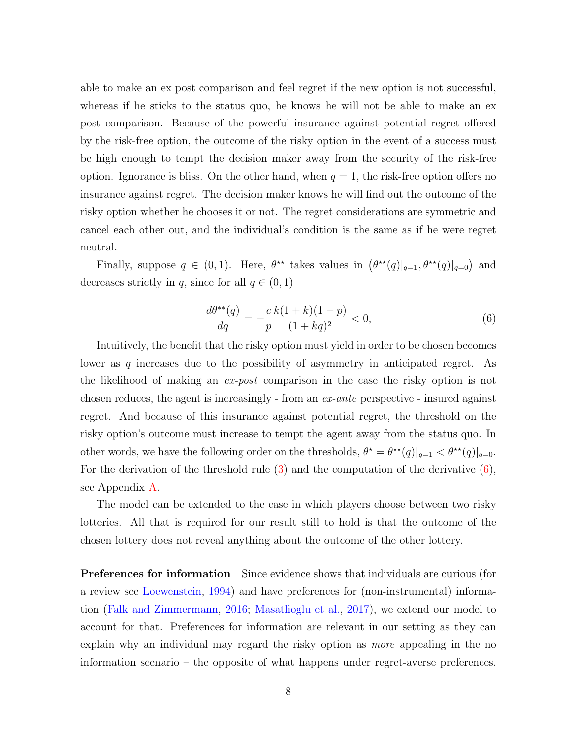able to make an ex post comparison and feel regret if the new option is not successful, whereas if he sticks to the status quo, he knows he will not be able to make an ex post comparison. Because of the powerful insurance against potential regret offered by the risk-free option, the outcome of the risky option in the event of a success must be high enough to tempt the decision maker away from the security of the risk-free option. Ignorance is bliss. On the other hand, when $q = 1$, the risk-free option offers no insurance against regret. The decision maker knows he will find out the outcome of the risky option whether he chooses it or not. The regret considerations are symmetric and cancel each other out, and the individual's condition is the same as if he were regret neutral.

Finally, suppose $q \in (0, 1)$. Here, $\theta^{\star\star}$ takes values in $\left(\theta^{\star\star}(q)|_{q=1}, \theta^{\star\star}(q)|_{q=0}\right)$ and decreases strictly in $q$, since for all $q \in (0, 1)$

$$\frac{d\theta^{**}(q)}{dq} = -\frac{c}{p}\frac{k(1+k)(1-p)}{(1+kq)^2} < 0, \tag{6}$$

Intuitively, the benefit that the risky option must yield in order to be chosen becomes lower as $q$ increases due to the possibility of asymmetry in anticipated regret. As the likelihood of making an *ex-post* comparison in the case the risky option is not chosen reduces, the agent is increasingly - from an *ex-ante* perspective - insured against regret. And because of this insurance against potential regret, the threshold on the risky option's outcome must increase to tempt the agent away from the status quo. In other words, we have the following order on the thresholds, $\theta^{\star} = \theta^{\star\star}(q)|_{q=1} < \theta^{\star\star}(q)|_{q=0}$. For the derivation of the threshold rule (3) and the computation of the derivative (6), see Appendix A.

The model can be extended to the case in which players choose between two risky lotteries. All that is required for our result still to hold is that the outcome of the chosen lottery does not reveal anything about the outcome of the other lottery.

**Preferences for information** Since evidence shows that individuals are curious (for a review see Loewenstein, 1994) and have preferences for (non-instrumental) information (Falk and Zimmermann, 2016; Masatlioglu et al., 2017), we extend our model to account for that. Preferences for information are relevant in our setting as they can explain why an individual may regard the risky option as *more* appealing in the no information scenario – the opposite of what happens under regret-averse preferences.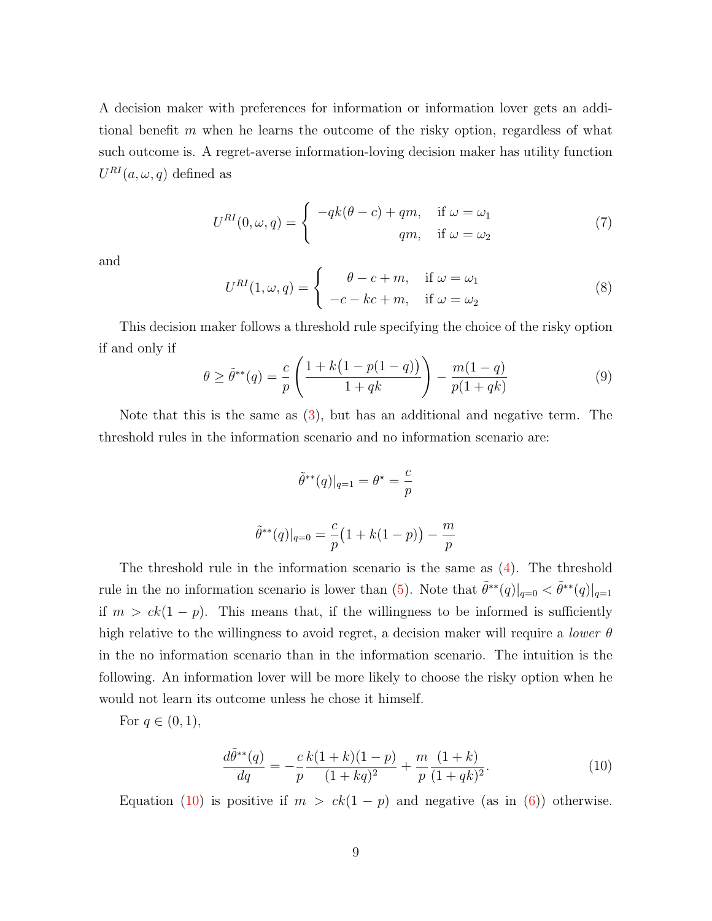A decision maker with preferences for information or information lover gets an additional benefit $m$ when he learns the outcome of the risky option, regardless of what such outcome is. A regret-averse information-loving decision maker has utility function $U^{RI}(a, \omega, q)$ defined as

$$U^{RI}(0, \omega, q) = \begin{cases} -qk(\theta - c) + qm, & \text{if } \omega = \omega_1 \\ qm, & \text{if } \omega = \omega_2 \end{cases} \tag{7}$$

and

$$U^{RI}(1, \omega, q) = \begin{cases} \theta - c + m, & \text{if } \omega = \omega_1 \\ -c - kc + m, & \text{if } \omega = \omega_2 \end{cases} \tag{8}$$

This decision maker follows a threshold rule specifying the choice of the risky option if and only if

$$\theta \geq \tilde{\theta}^{**}(q) = \frac{c}{p}\left(\frac{1 + k\big(1 - p(1-q)\big)}{1 + qk}\right) - \frac{m(1-q)}{p(1+qk)} \tag{9}$$

Note that this is the same as (3), but has an additional and negative term. The threshold rules in the information scenario and no information scenario are:

$$\tilde{\theta}^{**}(q)|_{q=1} = \theta^{\star} = \frac{c}{p}$$

$$\tilde{\theta}^{**}(q)|_{q=0} = \frac{c}{p}\big(1 + k(1-p)\big) - \frac{m}{p}$$

The threshold rule in the information scenario is the same as (4). The threshold rule in the no information scenario is lower than (5). Note that $\tilde{\theta}^{**}(q)|_{q=0} < \tilde{\theta}^{**}(q)|_{q=1}$ if $m > ck(1-p)$. This means that, if the willingness to be informed is sufficiently high relative to the willingness to avoid regret, a decision maker will require a *lower* $\theta$ in the no information scenario than in the information scenario. The intuition is the following. An information lover will be more likely to choose the risky option when he would not learn its outcome unless he chose it himself.

For $q \in (0, 1)$,

$$\frac{d\tilde{\theta}^{**}(q)}{dq} = -\frac{c}{p}\frac{k(1+k)(1-p)}{(1+kq)^2} + \frac{m}{p}\frac{(1+k)}{(1+qk)^2}. \tag{10}$$

Equation (10) is positive if $m > ck(1-p)$ and negative (as in (6)) otherwise.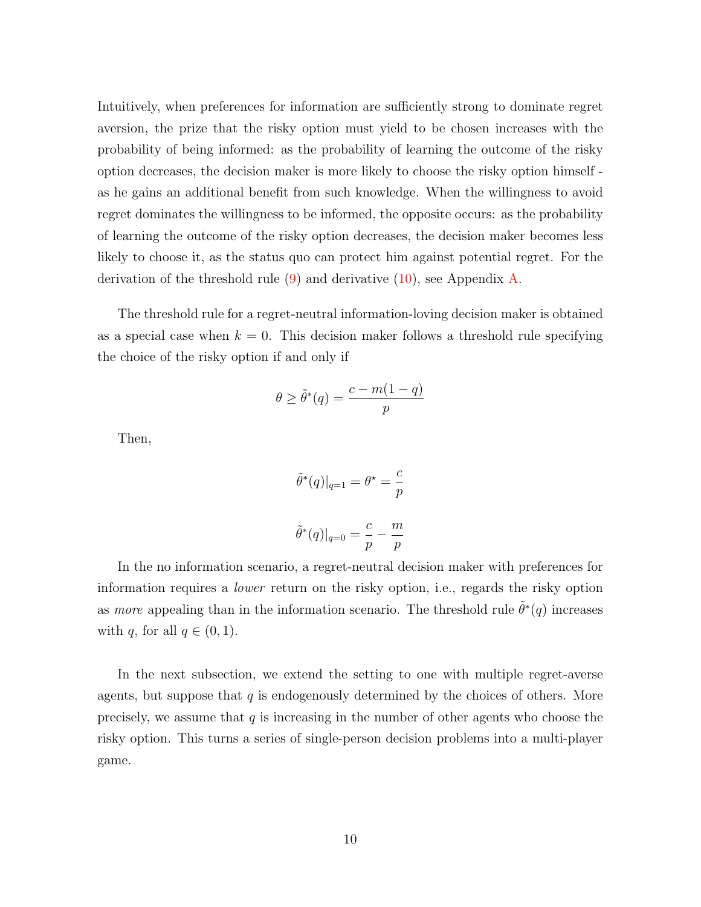Intuitively, when preferences for information are sufficiently strong to dominate regret aversion, the prize that the risky option must yield to be chosen increases with the probability of being informed: as the probability of learning the outcome of the risky option decreases, the decision maker is more likely to choose the risky option himself - as he gains an additional benefit from such knowledge. When the willingness to avoid regret dominates the willingness to be informed, the opposite occurs: as the probability of learning the outcome of the risky option decreases, the decision maker becomes less likely to choose it, as the status quo can protect him against potential regret. For the derivation of the threshold rule (9) and derivative (10), see Appendix A.

The threshold rule for a regret-neutral information-loving decision maker is obtained as a special case when $k = 0$. This decision maker follows a threshold rule specifying the choice of the risky option if and only if

$$\theta \geq \tilde{\theta}^*(q) = \frac{c - m(1-q)}{p}$$

Then,

$$\tilde{\theta}^*(q)|_{q=1} = \theta^\star = \frac{c}{p}$$

$$\tilde{\theta}^*(q)|_{q=0} = \frac{c}{p} - \frac{m}{p}$$

In the no information scenario, a regret-neutral decision maker with preferences for information requires a *lower* return on the risky option, i.e., regards the risky option as *more* appealing than in the information scenario. The threshold rule $\tilde{\theta}^*(q)$ increases with $q$, for all $q \in (0, 1)$.

In the next subsection, we extend the setting to one with multiple regret-averse agents, but suppose that $q$ is endogenously determined by the choices of others. More precisely, we assume that $q$ is increasing in the number of other agents who choose the risky option. This turns a series of single-person decision problems into a multi-player game.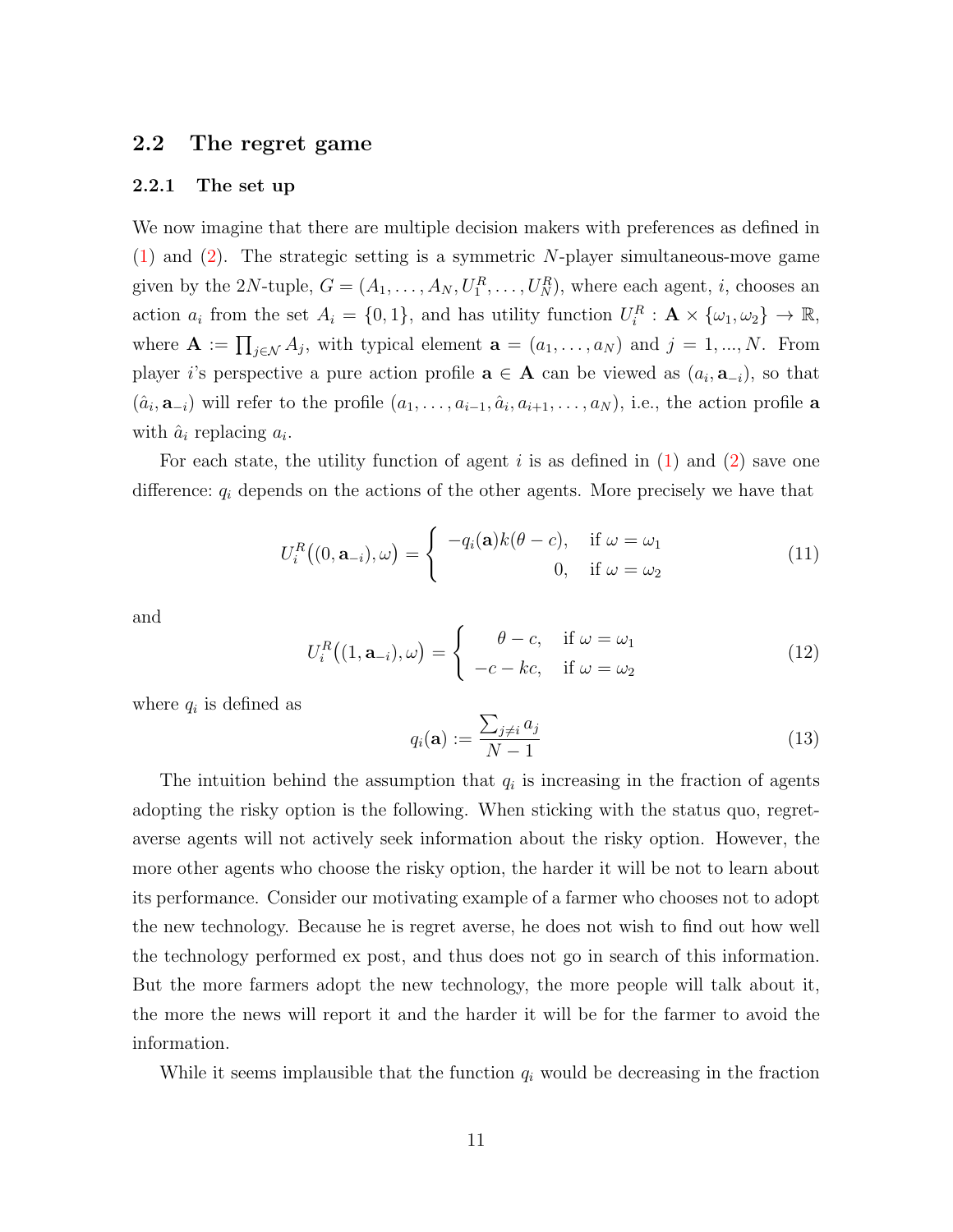## 2.2 The regret game

### 2.2.1 The set up

We now imagine that there are multiple decision makers with preferences as defined in (1) and (2). The strategic setting is a symmetric $N$-player simultaneous-move game given by the $2N$-tuple, $G = (A_1, \ldots, A_N, U_1^R, \ldots, U_N^R)$, where each agent, $i$, chooses an action $a_i$ from the set $A_i = \{0, 1\}$, and has utility function $U_i^R : \mathbf{A} \times \{\omega_1, \omega_2\} \to \mathbb{R}$, where $\mathbf{A} := \prod_{j \in \mathcal{N}} A_j$, with typical element $\mathbf{a} = (a_1, \ldots, a_N)$ and $j = 1, ..., N$. From player $i$'s perspective a pure action profile $\mathbf{a} \in \mathbf{A}$ can be viewed as $(a_i, \mathbf{a}_{-i})$, so that $(\hat{a}_i, \mathbf{a}_{-i})$ will refer to the profile $(a_1, \ldots, a_{i-1}, \hat{a}_i, a_{i+1}, \ldots, a_N)$, i.e., the action profile $\mathbf{a}$ with $\hat{a}_i$ replacing $a_i$.

For each state, the utility function of agent $i$ is as defined in (1) and (2) save one difference: $q_i$ depends on the actions of the other agents. More precisely we have that

$$U_i^R\big((0, \mathbf{a}_{-i}), \omega\big) = \begin{cases} -q_i(\mathbf{a})k(\theta - c), & \text{if } \omega = \omega_1 \\ 0, & \text{if } \omega = \omega_2 \end{cases} \tag{11}$$

and

$$U_i^R\big((1, \mathbf{a}_{-i}), \omega\big) = \begin{cases} \theta - c, & \text{if } \omega = \omega_1 \\ -c - kc, & \text{if } \omega = \omega_2 \end{cases} \tag{12}$$

where $q_i$ is defined as

$$q_i(\mathbf{a}) := \frac{\sum_{j \neq i} a_j}{N - 1} \tag{13}$$

The intuition behind the assumption that $q_i$ is increasing in the fraction of agents adopting the risky option is the following. When sticking with the status quo, regret-averse agents will not actively seek information about the risky option. However, the more other agents who choose the risky option, the harder it will be not to learn about its performance. Consider our motivating example of a farmer who chooses not to adopt the new technology. Because he is regret averse, he does not wish to find out how well the technology performed ex post, and thus does not go in search of this information. But the more farmers adopt the new technology, the more people will talk about it, the more the news will report it and the harder it will be for the farmer to avoid the information.

While it seems implausible that the function $q_i$ would be decreasing in the fraction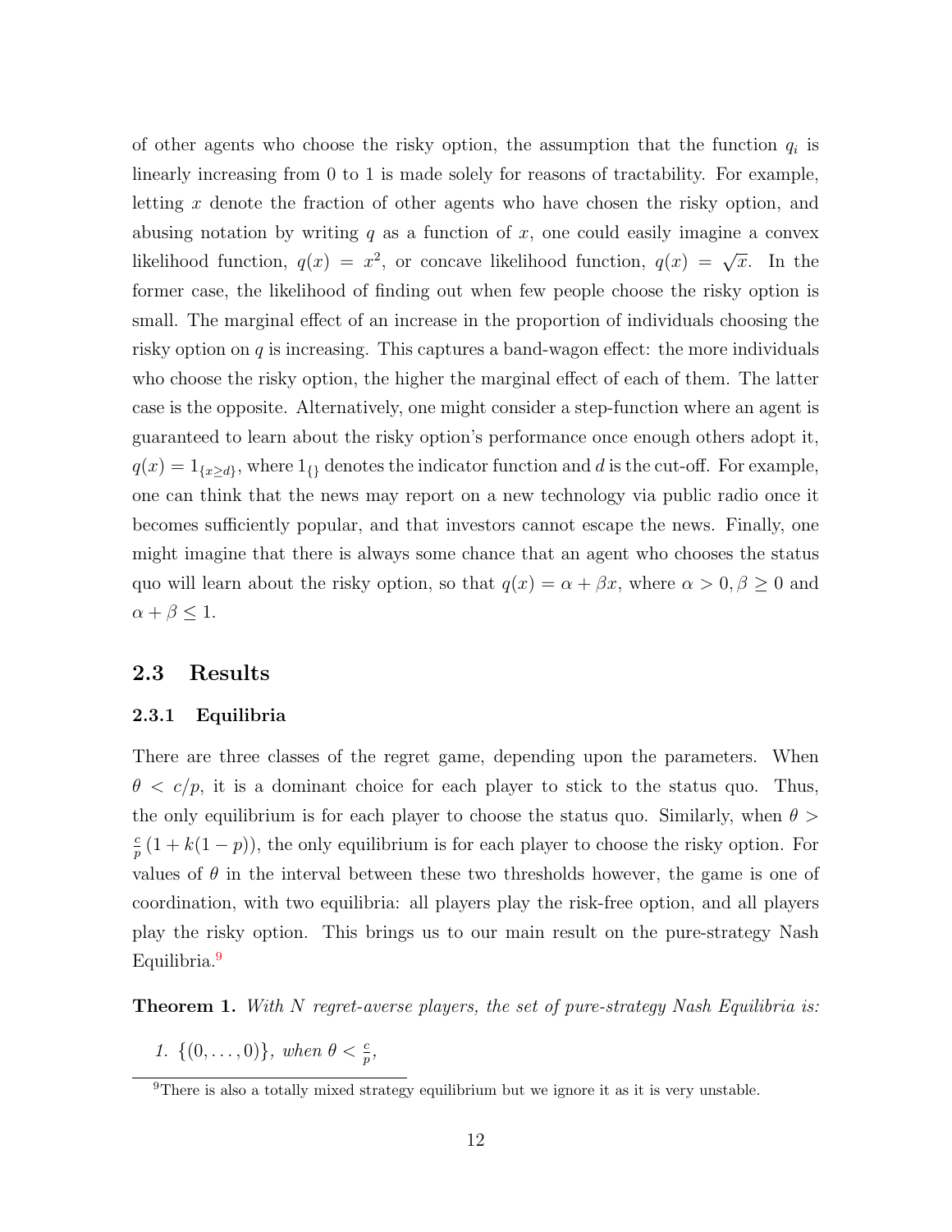of other agents who choose the risky option, the assumption that the function $q_i$ is linearly increasing from 0 to 1 is made solely for reasons of tractability. For example, letting $x$ denote the fraction of other agents who have chosen the risky option, and abusing notation by writing $q$ as a function of $x$, one could easily imagine a convex likelihood function, $q(x) = x^2$, or concave likelihood function, $q(x) = \sqrt{x}$. In the former case, the likelihood of finding out when few people choose the risky option is small. The marginal effect of an increase in the proportion of individuals choosing the risky option on $q$ is increasing. This captures a band-wagon effect: the more individuals who choose the risky option, the higher the marginal effect of each of them. The latter case is the opposite. Alternatively, one might consider a step-function where an agent is guaranteed to learn about the risky option's performance once enough others adopt it, $q(x) = 1_{\{x \geq d\}}$, where $1_{\{\}}$ denotes the indicator function and $d$ is the cut-off. For example, one can think that the news may report on a new technology via public radio once it becomes sufficiently popular, and that investors cannot escape the news. Finally, one might imagine that there is always some chance that an agent who chooses the status quo will learn about the risky option, so that $q(x) = \alpha + \beta x$, where $\alpha > 0, \beta \geq 0$ and $\alpha + \beta \leq 1$.

## 2.3 Results

### 2.3.1 Equilibria

There are three classes of the regret game, depending upon the parameters. When $\theta < c/p$, it is a dominant choice for each player to stick to the status quo. Thus, the only equilibrium is for each player to choose the status quo. Similarly, when $\theta > \frac{c}{p}(1 + k(1-p))$, the only equilibrium is for each player to choose the risky option. For values of $\theta$ in the interval between these two thresholds however, the game is one of coordination, with two equilibria: all players play the risk-free option, and all players play the risky option. This brings us to our main result on the pure-strategy Nash Equilibria.[9]

**Theorem 1.** *With $N$ regret-averse players, the set of pure-strategy Nash Equilibria is:*

1. $\{(0, \ldots, 0)\}$, *when* $\theta < \frac{c}{p}$,

[9] There is also a totally mixed strategy equilibrium but we ignore it as it is very unstable.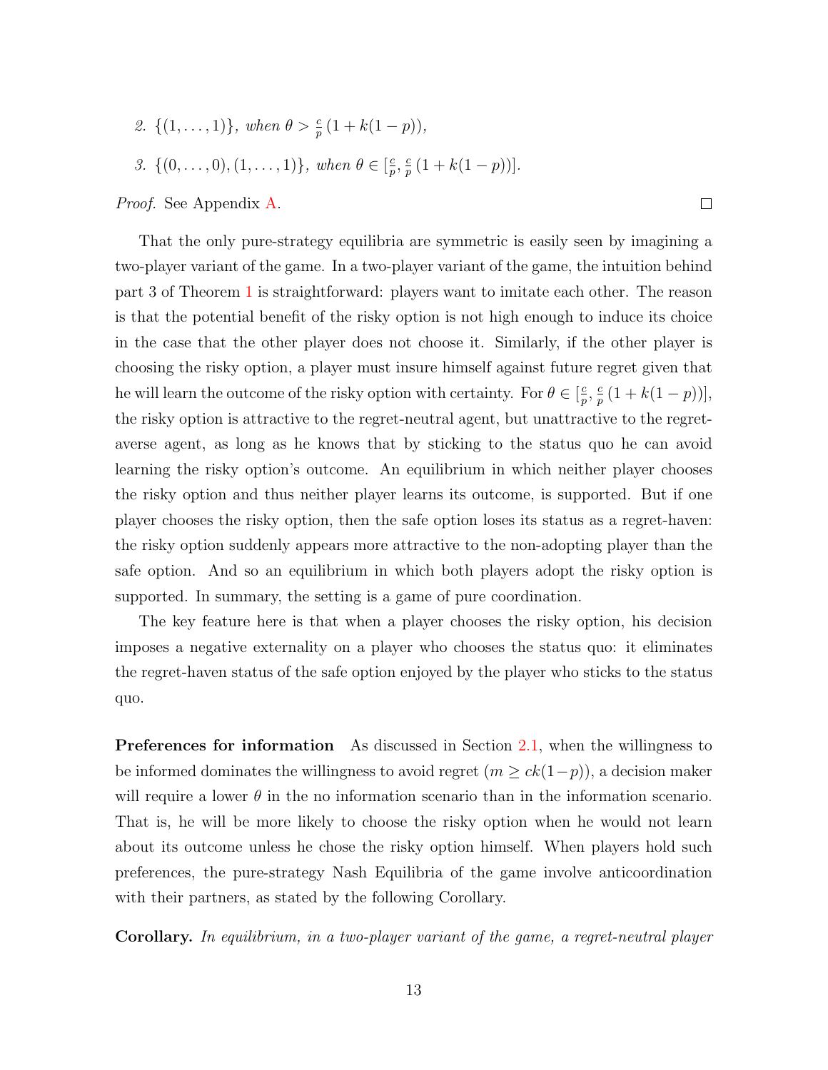2. $\{(1, \ldots, 1)\}$, *when* $\theta > \frac{c}{p}(1 + k(1-p))$,
3. $\{(0, \ldots, 0), (1, \ldots, 1)\}$, *when* $\theta \in [\frac{c}{p}, \frac{c}{p}(1 + k(1-p))]$.

*Proof.* See Appendix A. □

That the only pure-strategy equilibria are symmetric is easily seen by imagining a two-player variant of the game. In a two-player variant of the game, the intuition behind part 3 of Theorem 1 is straightforward: players want to imitate each other. The reason is that the potential benefit of the risky option is not high enough to induce its choice in the case that the other player does not choose it. Similarly, if the other player is choosing the risky option, a player must insure himself against future regret given that he will learn the outcome of the risky option with certainty. For $\theta \in [\frac{c}{p}, \frac{c}{p}(1 + k(1-p))]$, the risky option is attractive to the regret-neutral agent, but unattractive to the regret-averse agent, as long as he knows that by sticking to the status quo he can avoid learning the risky option's outcome. An equilibrium in which neither player chooses the risky option and thus neither player learns its outcome, is supported. But if one player chooses the risky option, then the safe option loses its status as a regret-haven: the risky option suddenly appears more attractive to the non-adopting player than the safe option. And so an equilibrium in which both players adopt the risky option is supported. In summary, the setting is a game of pure coordination.

The key feature here is that when a player chooses the risky option, his decision imposes a negative externality on a player who chooses the status quo: it eliminates the regret-haven status of the safe option enjoyed by the player who sticks to the status quo.

**Preferences for information** As discussed in Section 2.1, when the willingness to be informed dominates the willingness to avoid regret ($m \geq ck(1-p)$), a decision maker will require a lower $\theta$ in the no information scenario than in the information scenario. That is, he will be more likely to choose the risky option when he would not learn about its outcome unless he chose the risky option himself. When players hold such preferences, the pure-strategy Nash Equilibria of the game involve anticoordination with their partners, as stated by the following Corollary.

**Corollary.** *In equilibrium, in a two-player variant of the game, a regret-neutral player*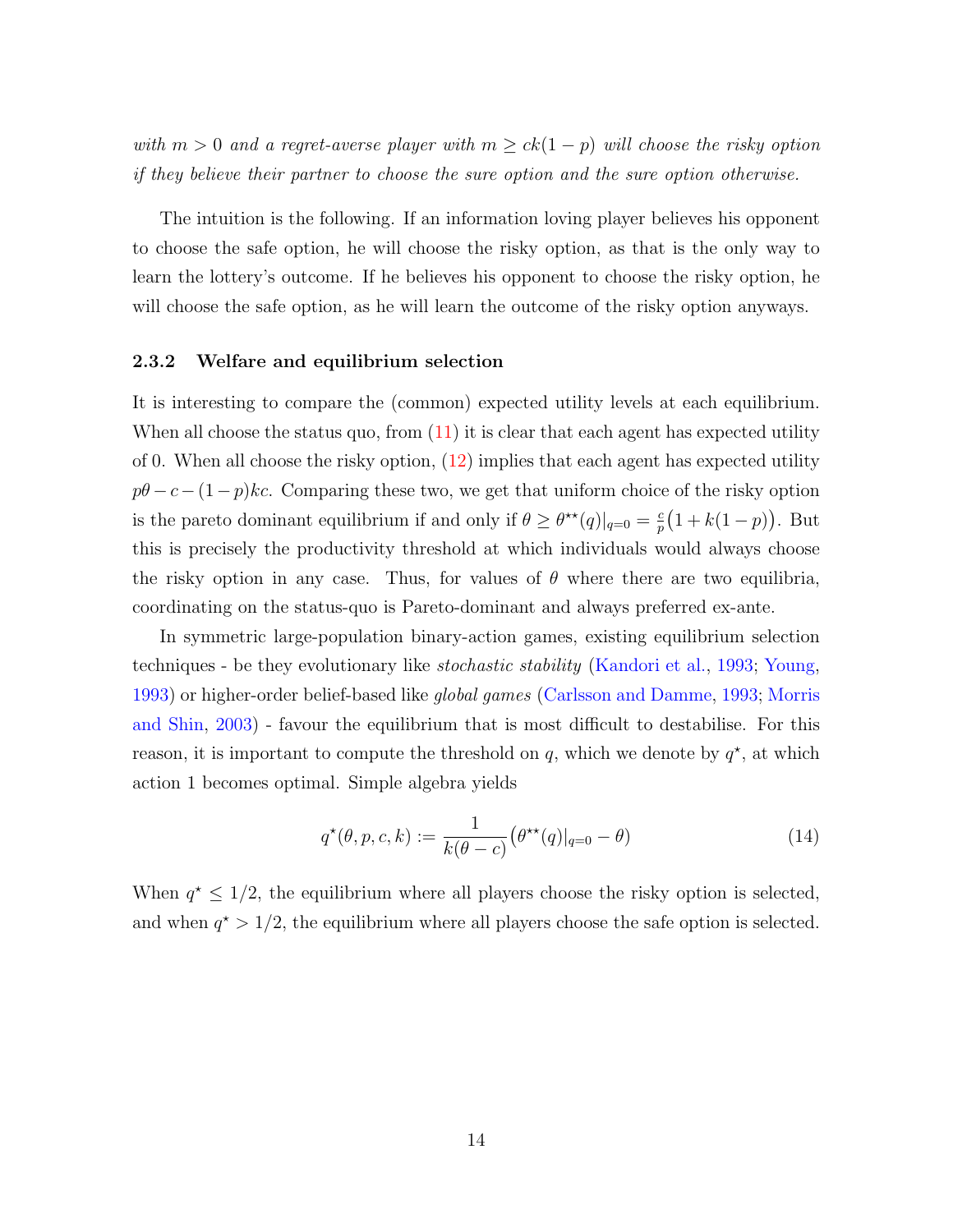*with $m > 0$ and a regret-averse player with $m \geq ck(1-p)$ will choose the risky option if they believe their partner to choose the sure option and the sure option otherwise.*

The intuition is the following. If an information loving player believes his opponent to choose the safe option, he will choose the risky option, as that is the only way to learn the lottery's outcome. If he believes his opponent to choose the risky option, he will choose the safe option, as he will learn the outcome of the risky option anyways.

### 2.3.2 Welfare and equilibrium selection

It is interesting to compare the (common) expected utility levels at each equilibrium. When all choose the status quo, from (11) it is clear that each agent has expected utility of 0. When all choose the risky option, (12) implies that each agent has expected utility $p\theta - c - (1-p)kc$. Comparing these two, we get that uniform choice of the risky option is the pareto dominant equilibrium if and only if $\theta \geq \theta^{\star\star}(q)|_{q=0} = \frac{c}{p}\big(1 + k(1-p)\big)$. But this is precisely the productivity threshold at which individuals would always choose the risky option in any case. Thus, for values of $\theta$ where there are two equilibria, coordinating on the status-quo is Pareto-dominant and always preferred ex-ante.

In symmetric large-population binary-action games, existing equilibrium selection techniques - be they evolutionary like *stochastic stability* (Kandori et al., 1993; Young, 1993) or higher-order belief-based like *global games* (Carlsson and Damme, 1993; Morris and Shin, 2003) - favour the equilibrium that is most difficult to destabilise. For this reason, it is important to compute the threshold on $q$, which we denote by $q^\star$, at which action 1 becomes optimal. Simple algebra yields

$$q^\star(\theta, p, c, k) := \frac{1}{k(\theta - c)}\big(\theta^{\star\star}(q)|_{q=0} - \theta\big) \tag{14}$$

When $q^\star \leq 1/2$, the equilibrium where all players choose the risky option is selected, and when $q^\star > 1/2$, the equilibrium where all players choose the safe option is selected.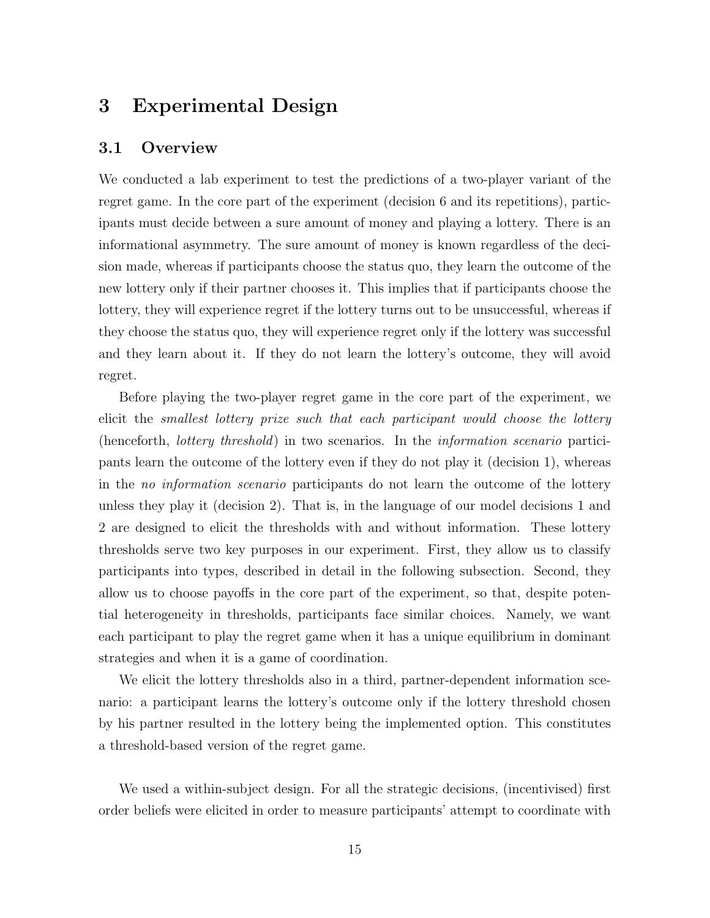# 3 Experimental Design

## 3.1 Overview

We conducted a lab experiment to test the predictions of a two-player variant of the regret game. In the core part of the experiment (decision 6 and its repetitions), participants must decide between a sure amount of money and playing a lottery. There is an informational asymmetry. The sure amount of money is known regardless of the decision made, whereas if participants choose the status quo, they learn the outcome of the new lottery only if their partner chooses it. This implies that if participants choose the lottery, they will experience regret if the lottery turns out to be unsuccessful, whereas if they choose the status quo, they will experience regret only if the lottery was successful and they learn about it. If they do not learn the lottery's outcome, they will avoid regret.

Before playing the two-player regret game in the core part of the experiment, we elicit the *smallest lottery prize such that each participant would choose the lottery* (henceforth, *lottery threshold*) in two scenarios. In the *information scenario* participants learn the outcome of the lottery even if they do not play it (decision 1), whereas in the *no information scenario* participants do not learn the outcome of the lottery unless they play it (decision 2). That is, in the language of our model decisions 1 and 2 are designed to elicit the thresholds with and without information. These lottery thresholds serve two key purposes in our experiment. First, they allow us to classify participants into types, described in detail in the following subsection. Second, they allow us to choose payoffs in the core part of the experiment, so that, despite potential heterogeneity in thresholds, participants face similar choices. Namely, we want each participant to play the regret game when it has a unique equilibrium in dominant strategies and when it is a game of coordination.

We elicit the lottery thresholds also in a third, partner-dependent information scenario: a participant learns the lottery's outcome only if the lottery threshold chosen by his partner resulted in the lottery being the implemented option. This constitutes a threshold-based version of the regret game.

We used a within-subject design. For all the strategic decisions, (incentivised) first order beliefs were elicited in order to measure participants' attempt to coordinate with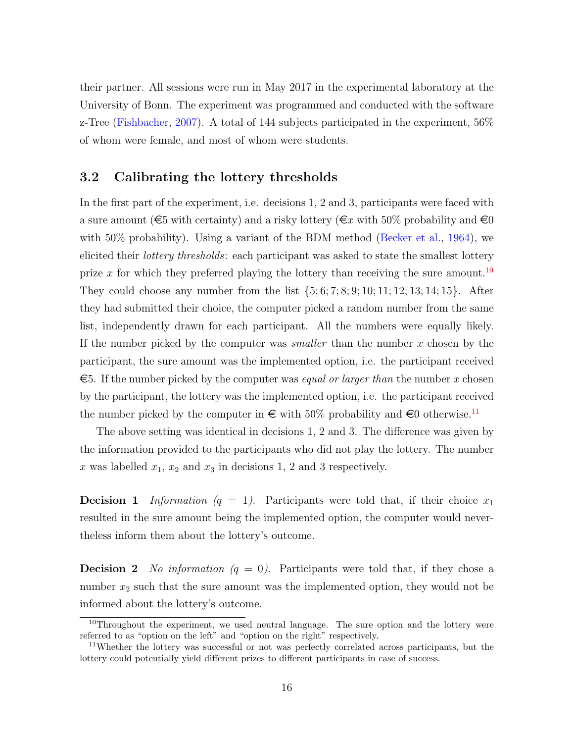their partner. All sessions were run in May 2017 in the experimental laboratory at the University of Bonn. The experiment was programmed and conducted with the software z-Tree (Fishbacher, 2007). A total of 144 subjects participated in the experiment, 56% of whom were female, and most of whom were students.

## 3.2 Calibrating the lottery thresholds

In the first part of the experiment, i.e. decisions 1, 2 and 3, participants were faced with a sure amount (€5 with certainty) and a risky lottery (€$x$ with 50% probability and €0 with 50% probability). Using a variant of the BDM method (Becker et al., 1964), we elicited their *lottery thresholds*: each participant was asked to state the smallest lottery prize $x$ for which they preferred playing the lottery than receiving the sure amount.[10] They could choose any number from the list $\{5; 6; 7; 8; 9; 10; 11; 12; 13; 14; 15\}$. After they had submitted their choice, the computer picked a random number from the same list, independently drawn for each participant. All the numbers were equally likely. If the number picked by the computer was *smaller* than the number $x$ chosen by the participant, the sure amount was the implemented option, i.e. the participant received €5. If the number picked by the computer was *equal or larger than* the number $x$ chosen by the participant, the lottery was the implemented option, i.e. the participant received the number picked by the computer in € with 50% probability and €0 otherwise.[11]

The above setting was identical in decisions 1, 2 and 3. The difference was given by the information provided to the participants who did not play the lottery. The number $x$ was labelled $x_1$, $x_2$ and $x_3$ in decisions 1, 2 and 3 respectively.

**Decision 1** *Information ($q = 1$).* Participants were told that, if their choice $x_1$ resulted in the sure amount being the implemented option, the computer would nevertheless inform them about the lottery's outcome.

**Decision 2** *No information ($q = 0$).* Participants were told that, if they chose a number $x_2$ such that the sure amount was the implemented option, they would not be informed about the lottery's outcome.

[10] Throughout the experiment, we used neutral language. The sure option and the lottery were referred to as "option on the left" and "option on the right" respectively.

[11] Whether the lottery was successful or not was perfectly correlated across participants, but the lottery could potentially yield different prizes to different participants in case of success.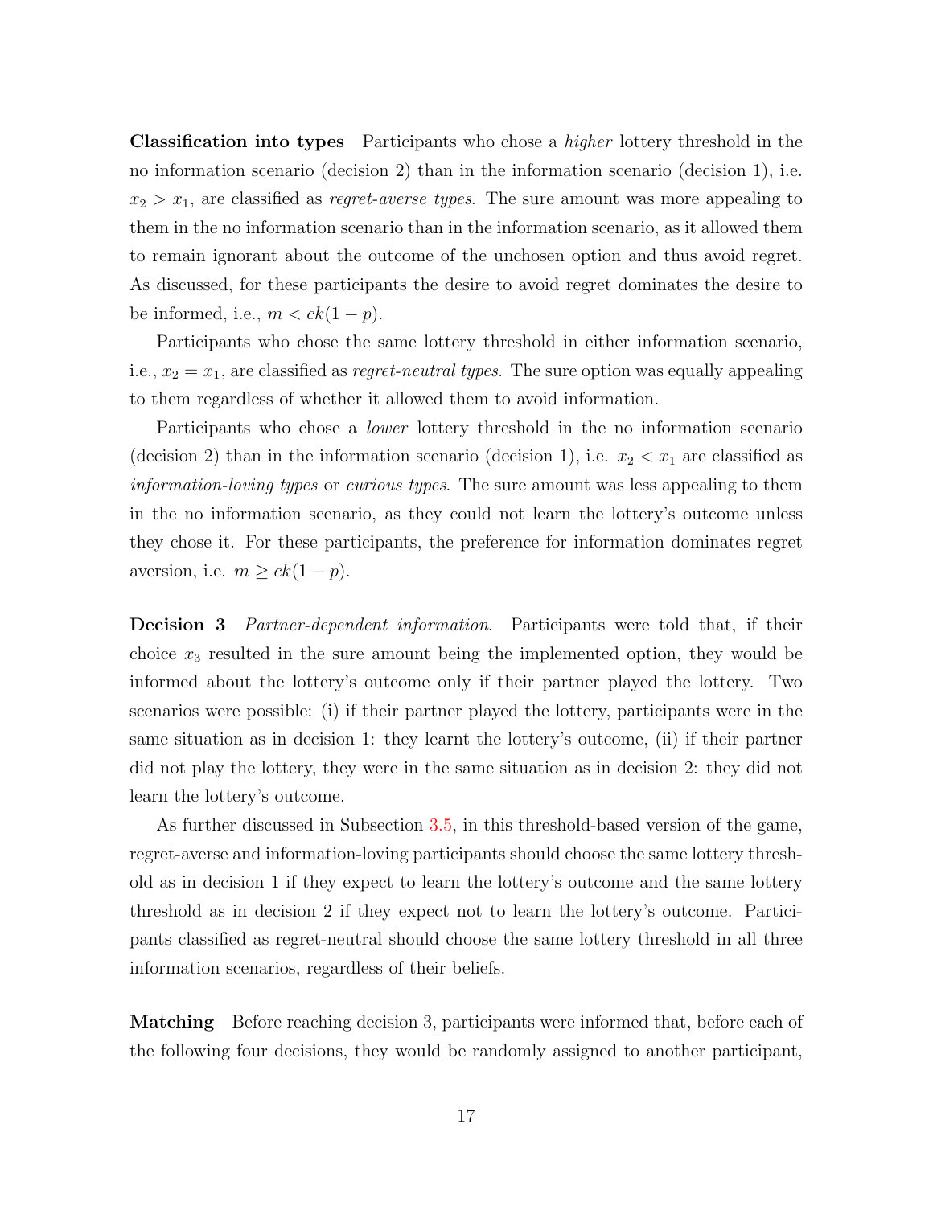**Classification into types** Participants who chose a *higher* lottery threshold in the no information scenario (decision 2) than in the information scenario (decision 1), i.e. $x_2 > x_1$, are classified as *regret-averse types*. The sure amount was more appealing to them in the no information scenario than in the information scenario, as it allowed them to remain ignorant about the outcome of the unchosen option and thus avoid regret. As discussed, for these participants the desire to avoid regret dominates the desire to be informed, i.e., $m < ck(1-p)$.

Participants who chose the same lottery threshold in either information scenario, i.e., $x_2 = x_1$, are classified as *regret-neutral types*. The sure option was equally appealing to them regardless of whether it allowed them to avoid information.

Participants who chose a *lower* lottery threshold in the no information scenario (decision 2) than in the information scenario (decision 1), i.e. $x_2 < x_1$ are classified as *information-loving types* or *curious types*. The sure amount was less appealing to them in the no information scenario, as they could not learn the lottery's outcome unless they chose it. For these participants, the preference for information dominates regret aversion, i.e. $m \geq ck(1-p)$.

**Decision 3** *Partner-dependent information*. Participants were told that, if their choice $x_3$ resulted in the sure amount being the implemented option, they would be informed about the lottery's outcome only if their partner played the lottery. Two scenarios were possible: (i) if their partner played the lottery, participants were in the same situation as in decision 1: they learnt the lottery's outcome, (ii) if their partner did not play the lottery, they were in the same situation as in decision 2: they did not learn the lottery's outcome.

As further discussed in Subsection 3.5, in this threshold-based version of the game, regret-averse and information-loving participants should choose the same lottery threshold as in decision 1 if they expect to learn the lottery's outcome and the same lottery threshold as in decision 2 if they expect not to learn the lottery's outcome. Participants classified as regret-neutral should choose the same lottery threshold in all three information scenarios, regardless of their beliefs.

**Matching** Before reaching decision 3, participants were informed that, before each of the following four decisions, they would be randomly assigned to another participant,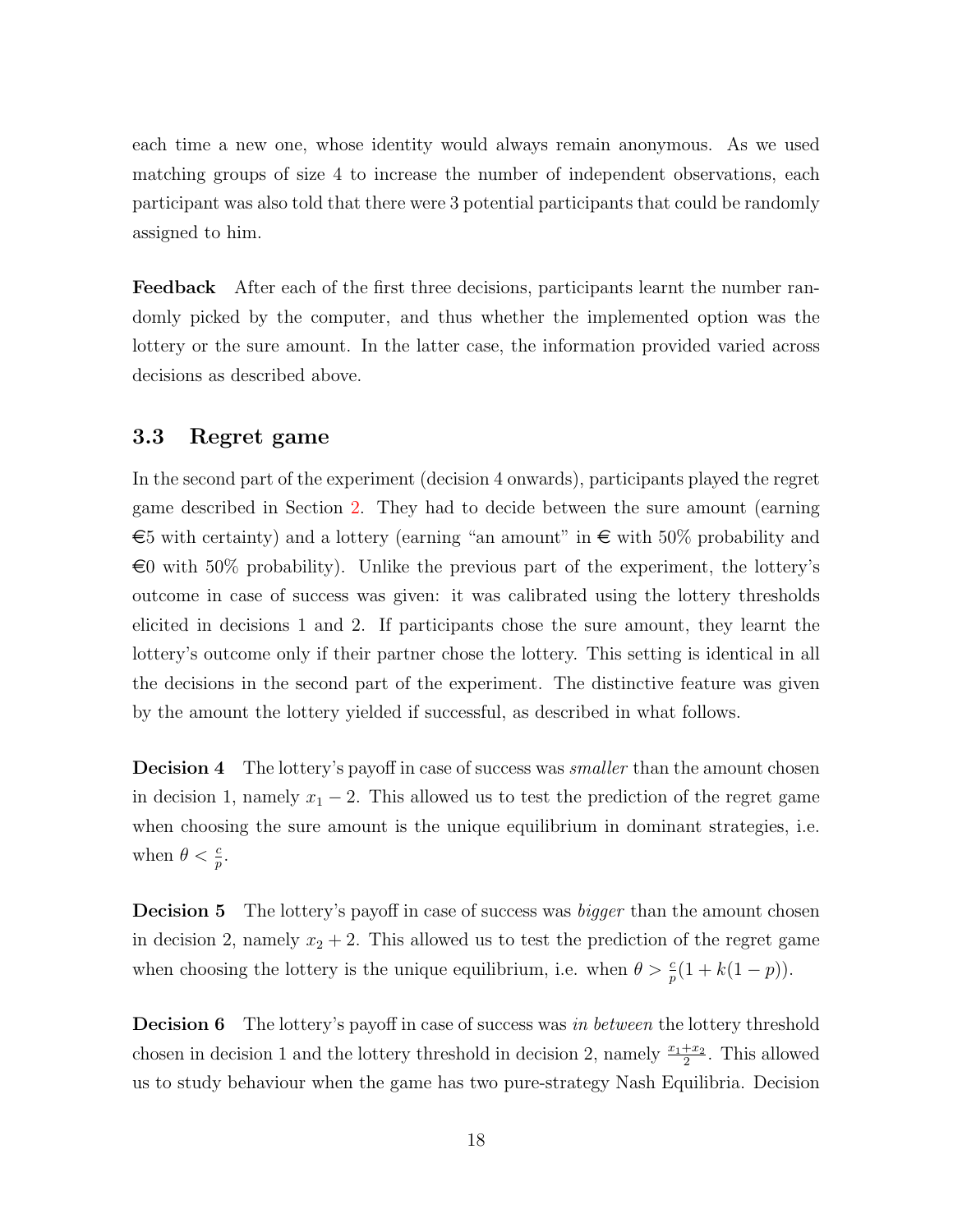each time a new one, whose identity would always remain anonymous. As we used matching groups of size 4 to increase the number of independent observations, each participant was also told that there were 3 potential participants that could be randomly assigned to him.

**Feedback** After each of the first three decisions, participants learnt the number randomly picked by the computer, and thus whether the implemented option was the lottery or the sure amount. In the latter case, the information provided varied across decisions as described above.

### 3.3 Regret game

In the second part of the experiment (decision 4 onwards), participants played the regret game described in Section 2. They had to decide between the sure amount (earning €5 with certainty) and a lottery (earning "an amount" in € with 50% probability and €0 with 50% probability). Unlike the previous part of the experiment, the lottery's outcome in case of success was given: it was calibrated using the lottery thresholds elicited in decisions 1 and 2. If participants chose the sure amount, they learnt the lottery's outcome only if their partner chose the lottery. This setting is identical in all the decisions in the second part of the experiment. The distinctive feature was given by the amount the lottery yielded if successful, as described in what follows.

**Decision 4** The lottery's payoff in case of success was *smaller* than the amount chosen in decision 1, namely $x_1 - 2$. This allowed us to test the prediction of the regret game when choosing the sure amount is the unique equilibrium in dominant strategies, i.e. when $\theta < \frac{c}{p}$.

**Decision 5** The lottery's payoff in case of success was *bigger* than the amount chosen in decision 2, namely $x_2 + 2$. This allowed us to test the prediction of the regret game when choosing the lottery is the unique equilibrium, i.e. when $\theta > \frac{c}{p}(1 + k(1-p))$.

**Decision 6** The lottery's payoff in case of success was *in between* the lottery threshold chosen in decision 1 and the lottery threshold in decision 2, namely $\frac{x_1+x_2}{2}$. This allowed us to study behaviour when the game has two pure-strategy Nash Equilibria. Decision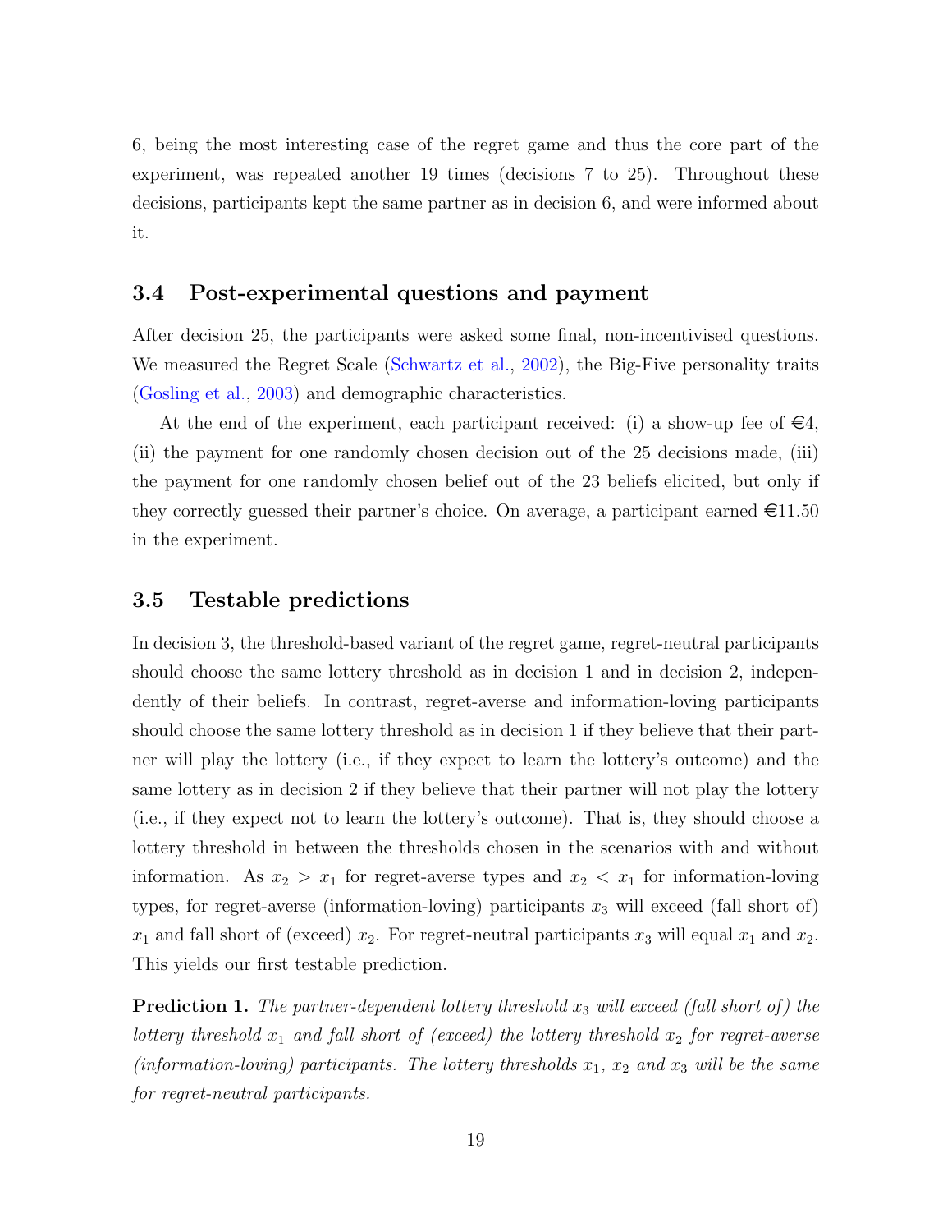6, being the most interesting case of the regret game and thus the core part of the experiment, was repeated another 19 times (decisions 7 to 25). Throughout these decisions, participants kept the same partner as in decision 6, and were informed about it.

### 3.4 Post-experimental questions and payment

After decision 25, the participants were asked some final, non-incentivised questions. We measured the Regret Scale (Schwartz et al., 2002), the Big-Five personality traits (Gosling et al., 2003) and demographic characteristics.

At the end of the experiment, each participant received: (i) a show-up fee of €4, (ii) the payment for one randomly chosen decision out of the 25 decisions made, (iii) the payment for one randomly chosen belief out of the 23 beliefs elicited, but only if they correctly guessed their partner's choice. On average, a participant earned €11.50 in the experiment.

### 3.5 Testable predictions

In decision 3, the threshold-based variant of the regret game, regret-neutral participants should choose the same lottery threshold as in decision 1 and in decision 2, independently of their beliefs. In contrast, regret-averse and information-loving participants should choose the same lottery threshold as in decision 1 if they believe that their partner will play the lottery (i.e., if they expect to learn the lottery's outcome) and the same lottery as in decision 2 if they believe that their partner will not play the lottery (i.e., if they expect not to learn the lottery's outcome). That is, they should choose a lottery threshold in between the thresholds chosen in the scenarios with and without information. As $x_2 > x_1$ for regret-averse types and $x_2 < x_1$ for information-loving types, for regret-averse (information-loving) participants $x_3$ will exceed (fall short of) $x_1$ and fall short of (exceed) $x_2$. For regret-neutral participants $x_3$ will equal $x_1$ and $x_2$. This yields our first testable prediction.

**Prediction 1.** *The partner-dependent lottery threshold $x_3$ will exceed (fall short of) the lottery threshold $x_1$ and fall short of (exceed) the lottery threshold $x_2$ for regret-averse (information-loving) participants. The lottery thresholds $x_1$, $x_2$ and $x_3$ will be the same for regret-neutral participants.*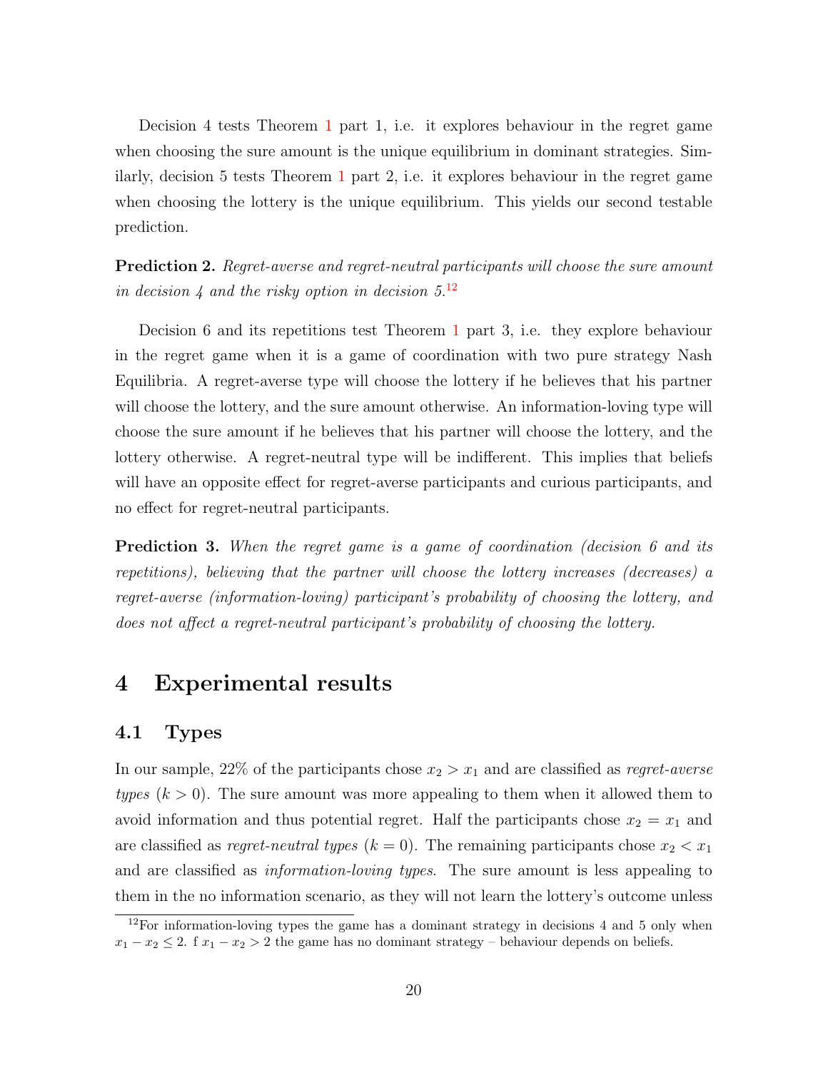Decision 4 tests Theorem 1 part 1, i.e. it explores behaviour in the regret game when choosing the sure amount is the unique equilibrium in dominant strategies. Similarly, decision 5 tests Theorem 1 part 2, i.e. it explores behaviour in the regret game when choosing the lottery is the unique equilibrium. This yields our second testable prediction.

**Prediction 2.** *Regret-averse and regret-neutral participants will choose the sure amount in decision 4 and the risky option in decision 5.*[12]

Decision 6 and its repetitions test Theorem 1 part 3, i.e. they explore behaviour in the regret game when it is a game of coordination with two pure strategy Nash Equilibria. A regret-averse type will choose the lottery if he believes that his partner will choose the lottery, and the sure amount otherwise. An information-loving type will choose the sure amount if he believes that his partner will choose the lottery, and the lottery otherwise. A regret-neutral type will be indifferent. This implies that beliefs will have an opposite effect for regret-averse participants and curious participants, and no effect for regret-neutral participants.

**Prediction 3.** *When the regret game is a game of coordination (decision 6 and its repetitions), believing that the partner will choose the lottery increases (decreases) a regret-averse (information-loving) participant's probability of choosing the lottery, and does not affect a regret-neutral participant's probability of choosing the lottery.*

# 4 Experimental results

## 4.1 Types

In our sample, 22% of the participants chose $x_2 > x_1$ and are classified as *regret-averse types* ($k > 0$). The sure amount was more appealing to them when it allowed them to avoid information and thus potential regret. Half the participants chose $x_2 = x_1$ and are classified as *regret-neutral types* ($k = 0$). The remaining participants chose $x_2 < x_1$ and are classified as *information-loving types*. The sure amount is less appealing to them in the no information scenario, as they will not learn the lottery's outcome unless

[12] For information-loving types the game has a dominant strategy in decisions 4 and 5 only when $x_1 - x_2 \leq 2$. f $x_1 - x_2 > 2$ the game has no dominant strategy – behaviour depends on beliefs.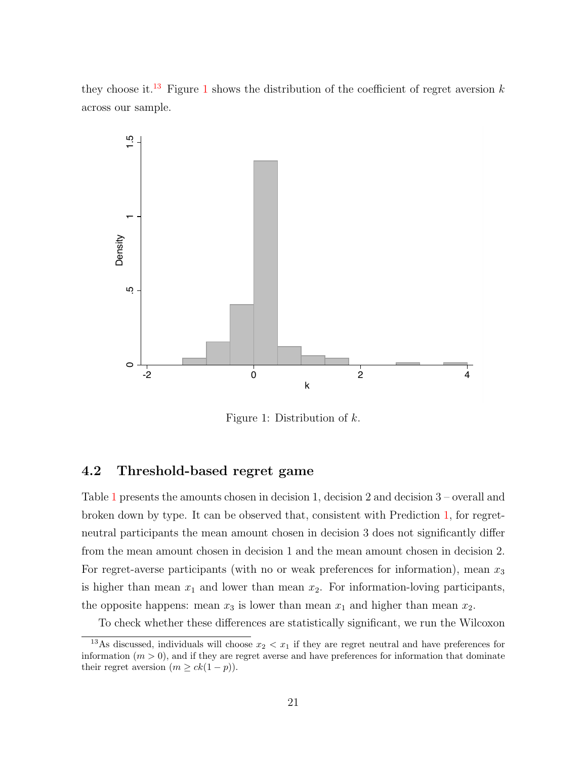they choose it.[13] Figure 1 shows the distribution of the coefficient of regret aversion $k$ across our sample.

Figure 1: Distribution of $k$.

### 4.2 Threshold-based regret game

Table 1 presents the amounts chosen in decision 1, decision 2 and decision 3 – overall and broken down by type. It can be observed that, consistent with Prediction 1, for regret-neutral participants the mean amount chosen in decision 3 does not significantly differ from the mean amount chosen in decision 1 and the mean amount chosen in decision 2. For regret-averse participants (with no or weak preferences for information), mean $x_3$ is higher than mean $x_1$ and lower than mean $x_2$. For information-loving participants, the opposite happens: mean $x_3$ is lower than mean $x_1$ and higher than mean $x_2$.

To check whether these differences are statistically significant, we run the Wilcoxon

[13] As discussed, individuals will choose $x_2 < x_1$ if they are regret neutral and have preferences for information ($m > 0$), and if they are regret averse and have preferences for information that dominate their regret aversion ($m \geq ck(1-p)$).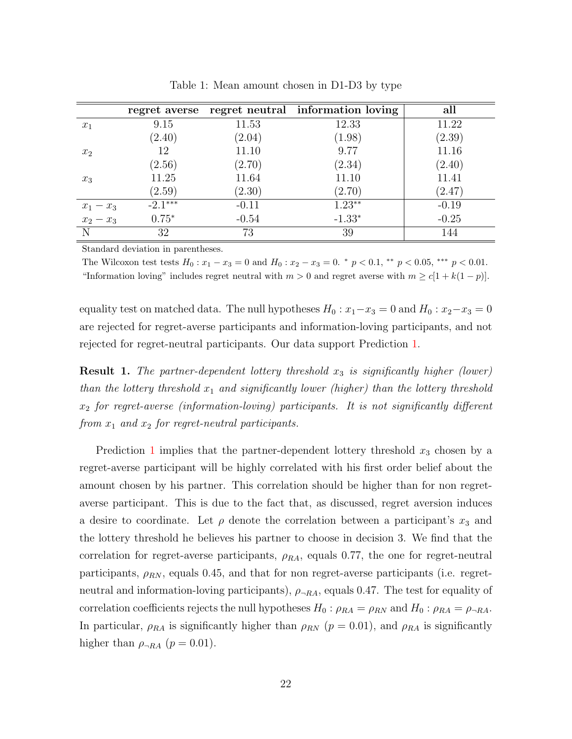Table 1: Mean amount chosen in D1-D3 by type

| | **regret averse** | **regret neutral** | **information loving** | **all** |
|---|---|---|---|---|
| $x_1$ | 9.15 | 11.53 | 12.33 | 11.22 |
| | (2.40) | (2.04) | (1.98) | (2.39) |
| $x_2$ | 12 | 11.10 | 9.77 | 11.16 |
| | (2.56) | (2.70) | (2.34) | (2.40) |
| $x_3$ | 11.25 | 11.64 | 11.10 | 11.41 |
| | (2.59) | (2.30) | (2.70) | (2.47) |
| $x_1 - x_3$ | -2.1$^{***}$ | -0.11 | 1.23$^{**}$ | -0.19 |
| $x_2 - x_3$ | 0.75$^{*}$ | -0.54 | -1.33$^{*}$ | -0.25 |
| N | 32 | 73 | 39 | 144 |

Standard deviation in parentheses.

The Wilcoxon test tests $H_0 : x_1 - x_3 = 0$ and $H_0 : x_2 - x_3 = 0$. $^{*}$ $p < 0.1$, $^{**}$ $p < 0.05$, $^{***}$ $p < 0.01$.

"Information loving" includes regret neutral with $m > 0$ and regret averse with $m \geq c[1 + k(1 - p)]$.

equality test on matched data. The null hypotheses $H_0 : x_1 - x_3 = 0$ and $H_0 : x_2 - x_3 = 0$ are rejected for regret-averse participants and information-loving participants, and not rejected for regret-neutral participants. Our data support Prediction 1.

**Result 1.** *The partner-dependent lottery threshold $x_3$ is significantly higher (lower) than the lottery threshold $x_1$ and significantly lower (higher) than the lottery threshold $x_2$ for regret-averse (information-loving) participants. It is not significantly different from $x_1$ and $x_2$ for regret-neutral participants.*

Prediction 1 implies that the partner-dependent lottery threshold $x_3$ chosen by a regret-averse participant will be highly correlated with his first order belief about the amount chosen by his partner. This correlation should be higher than for non regret-averse participant. This is due to the fact that, as discussed, regret aversion induces a desire to coordinate. Let $\rho$ denote the correlation between a participant's $x_3$ and the lottery threshold he believes his partner to choose in decision 3. We find that the correlation for regret-averse participants, $\rho_{RA}$, equals 0.77, the one for regret-neutral participants, $\rho_{RN}$, equals 0.45, and that for non regret-averse participants (i.e. regret-neutral and information-loving participants), $\rho_{\neg RA}$, equals 0.47. The test for equality of correlation coefficients rejects the null hypotheses $H_0 : \rho_{RA} = \rho_{RN}$ and $H_0 : \rho_{RA} = \rho_{\neg RA}$. In particular, $\rho_{RA}$ is significantly higher than $\rho_{RN}$ ($p = 0.01$), and $\rho_{RA}$ is significantly higher than $\rho_{\neg RA}$ ($p = 0.01$).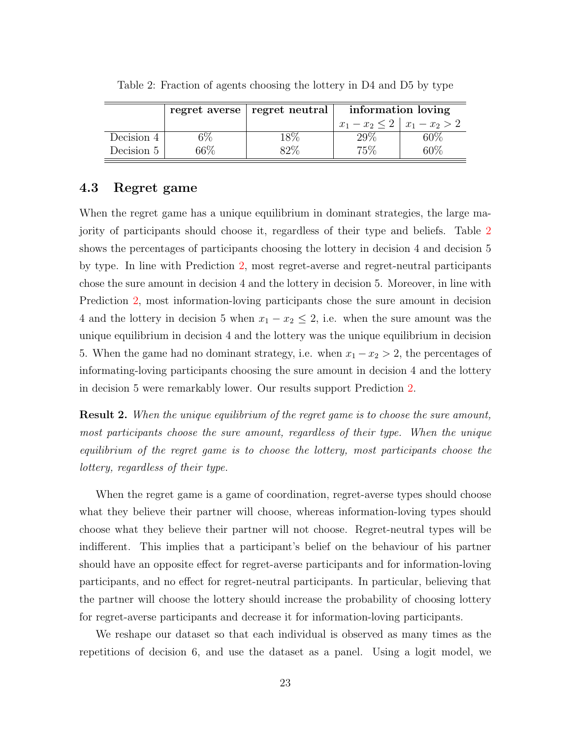Table 2: Fraction of agents choosing the lottery in D4 and D5 by type

| | **regret averse** | **regret neutral** | **information loving** | |
|---|---|---|---|---|
| | | | $x_1 - x_2 \leq 2$ | $x_1 - x_2 > 2$ |
| Decision 4 | 6% | 18% | 29% | 60% |
| Decision 5 | 66% | 82% | 75% | 60% |

### 4.3 Regret game

When the regret game has a unique equilibrium in dominant strategies, the large majority of participants should choose it, regardless of their type and beliefs. Table 2 shows the percentages of participants choosing the lottery in decision 4 and decision 5 by type. In line with Prediction 2, most regret-averse and regret-neutral participants chose the sure amount in decision 4 and the lottery in decision 5. Moreover, in line with Prediction 2, most information-loving participants chose the sure amount in decision 4 and the lottery in decision 5 when $x_1 - x_2 \leq 2$, i.e. when the sure amount was the unique equilibrium in decision 4 and the lottery was the unique equilibrium in decision 5. When the game had no dominant strategy, i.e. when $x_1 - x_2 > 2$, the percentages of informating-loving participants choosing the sure amount in decision 4 and the lottery in decision 5 were remarkably lower. Our results support Prediction 2.

**Result 2.** *When the unique equilibrium of the regret game is to choose the sure amount, most participants choose the sure amount, regardless of their type. When the unique equilibrium of the regret game is to choose the lottery, most participants choose the lottery, regardless of their type.*

When the regret game is a game of coordination, regret-averse types should choose what they believe their partner will choose, whereas information-loving types should choose what they believe their partner will not choose. Regret-neutral types will be indifferent. This implies that a participant's belief on the behaviour of his partner should have an opposite effect for regret-averse participants and for information-loving participants, and no effect for regret-neutral participants. In particular, believing that the partner will choose the lottery should increase the probability of choosing lottery for regret-averse participants and decrease it for information-loving participants.

We reshape our dataset so that each individual is observed as many times as the repetitions of decision 6, and use the dataset as a panel. Using a logit model, we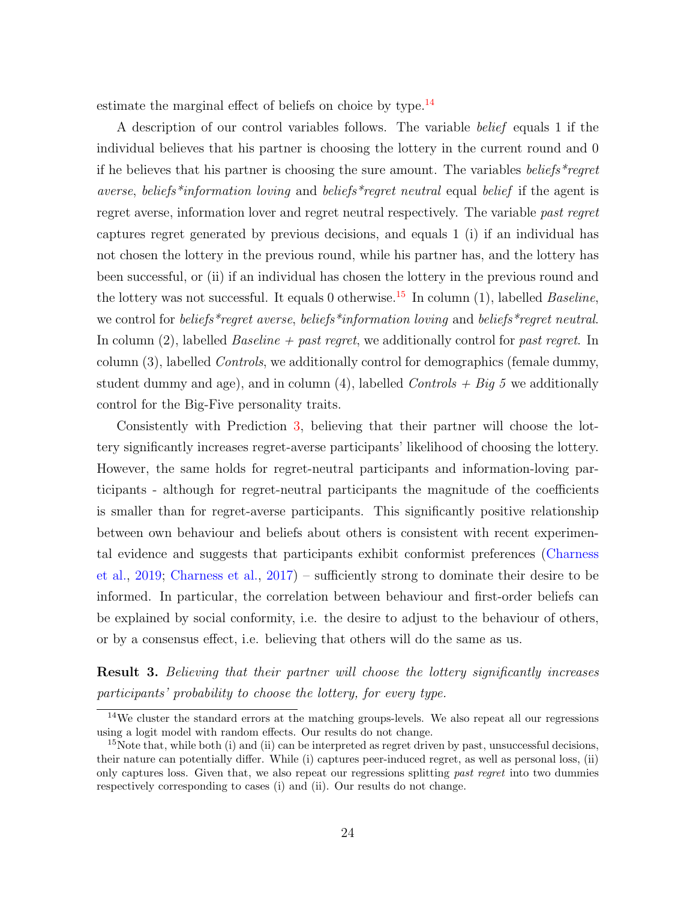estimate the marginal effect of beliefs on choice by type.[14]

A description of our control variables follows. The variable *belief* equals 1 if the individual believes that his partner is choosing the lottery in the current round and 0 if he believes that his partner is choosing the sure amount. The variables *beliefs*\*regret averse*, *beliefs*\*information loving* and *beliefs*\*regret neutral* equal *belief* if the agent is regret averse, information lover and regret neutral respectively. The variable *past regret* captures regret generated by previous decisions, and equals 1 (i) if an individual has not chosen the lottery in the previous round, while his partner has, and the lottery has been successful, or (ii) if an individual has chosen the lottery in the previous round and the lottery was not successful. It equals 0 otherwise.[15] In column (1), labelled *Baseline*, we control for *beliefs*\*regret averse*, *beliefs*\*information loving* and *beliefs*\*regret neutral*. In column (2), labelled *Baseline + past regret*, we additionally control for *past regret*. In column (3), labelled *Controls*, we additionally control for demographics (female dummy, student dummy and age), and in column (4), labelled *Controls + Big 5* we additionally control for the Big-Five personality traits.

Consistently with Prediction 3, believing that their partner will choose the lottery significantly increases regret-averse participants' likelihood of choosing the lottery. However, the same holds for regret-neutral participants and information-loving participants - although for regret-neutral participants the magnitude of the coefficients is smaller than for regret-averse participants. This significantly positive relationship between own behaviour and beliefs about others is consistent with recent experimental evidence and suggests that participants exhibit conformist preferences (Charness et al., 2019; Charness et al., 2017) – sufficiently strong to dominate their desire to be informed. In particular, the correlation between behaviour and first-order beliefs can be explained by social conformity, i.e. the desire to adjust to the behaviour of others, or by a consensus effect, i.e. believing that others will do the same as us.

**Result 3.** *Believing that their partner will choose the lottery significantly increases participants' probability to choose the lottery, for every type.*

---

[14] We cluster the standard errors at the matching groups-levels. We also repeat all our regressions using a logit model with random effects. Our results do not change.

[15] Note that, while both (i) and (ii) can be interpreted as regret driven by past, unsuccessful decisions, their nature can potentially differ. While (i) captures peer-induced regret, as well as personal loss, (ii) only captures loss. Given that, we also repeat our regressions splitting *past regret* into two dummies respectively corresponding to cases (i) and (ii). Our results do not change.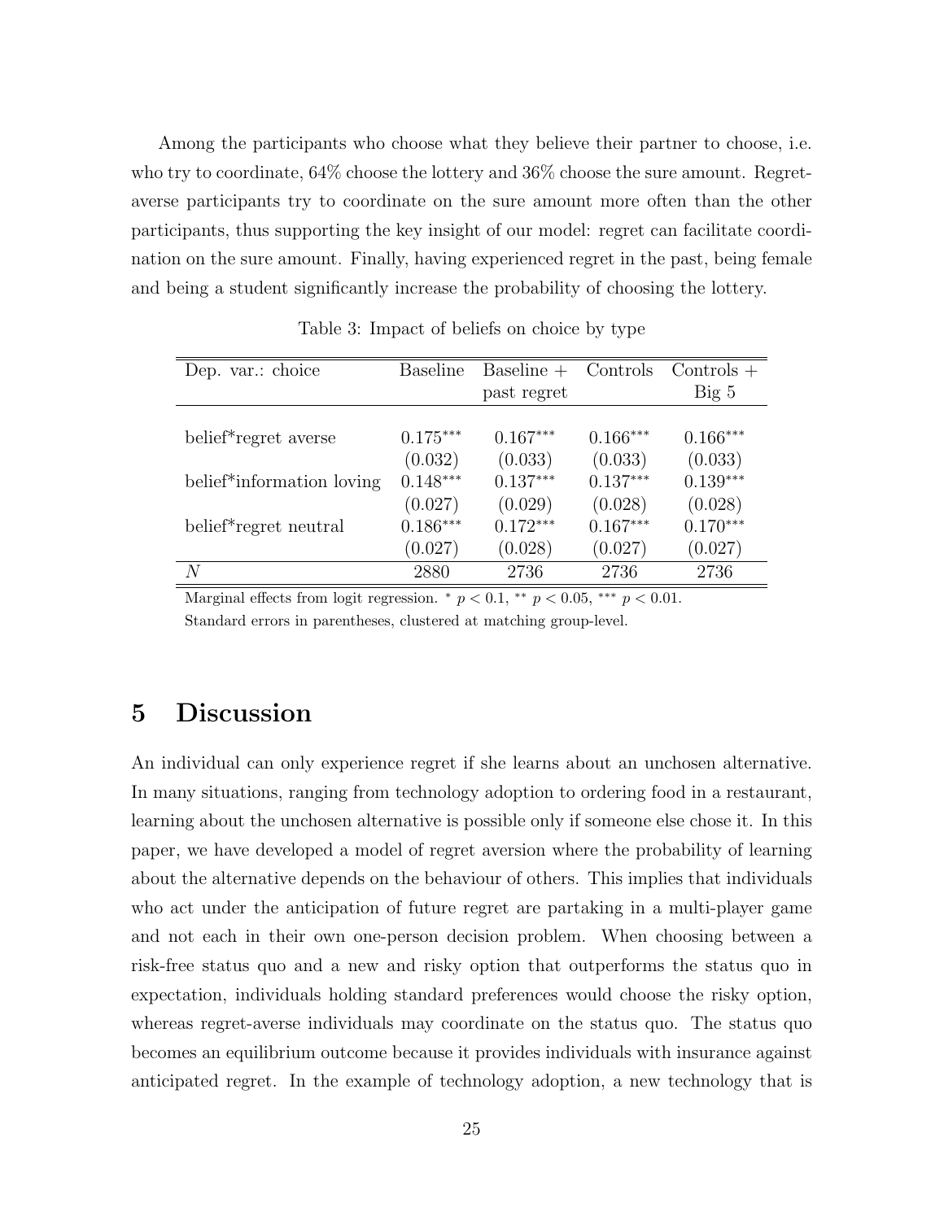Among the participants who choose what they believe their partner to choose, i.e. who try to coordinate, 64% choose the lottery and 36% choose the sure amount. Regret-averse participants try to coordinate on the sure amount more often than the other participants, thus supporting the key insight of our model: regret can facilitate coordination on the sure amount. Finally, having experienced regret in the past, being female and being a student significantly increase the probability of choosing the lottery.

Table 3: Impact of beliefs on choice by type

| Dep. var.: choice | Baseline | Baseline + past regret | Controls | Controls + Big 5 |
|---|---|---|---|---|
| belief*regret averse | $0.175^{***}$ | $0.167^{***}$ | $0.166^{***}$ | $0.166^{***}$ |
| | (0.032) | (0.033) | (0.033) | (0.033) |
| belief*information loving | $0.148^{***}$ | $0.137^{***}$ | $0.137^{***}$ | $0.139^{***}$ |
| | (0.027) | (0.029) | (0.028) | (0.028) |
| belief*regret neutral | $0.186^{***}$ | $0.172^{***}$ | $0.167^{***}$ | $0.170^{***}$ |
| | (0.027) | (0.028) | (0.027) | (0.027) |
| $N$ | 2880 | 2736 | 2736 | 2736 |

Marginal effects from logit regression. $^{*}$ $p < 0.1$, $^{**}$ $p < 0.05$, $^{***}$ $p < 0.01$.
Standard errors in parentheses, clustered at matching group-level.

## 5 Discussion

An individual can only experience regret if she learns about an unchosen alternative. In many situations, ranging from technology adoption to ordering food in a restaurant, learning about the unchosen alternative is possible only if someone else chose it. In this paper, we have developed a model of regret aversion where the probability of learning about the alternative depends on the behaviour of others. This implies that individuals who act under the anticipation of future regret are partaking in a multi-player game and not each in their own one-person decision problem. When choosing between a risk-free status quo and a new and risky option that outperforms the status quo in expectation, individuals holding standard preferences would choose the risky option, whereas regret-averse individuals may coordinate on the status quo. The status quo becomes an equilibrium outcome because it provides individuals with insurance against anticipated regret. In the example of technology adoption, a new technology that is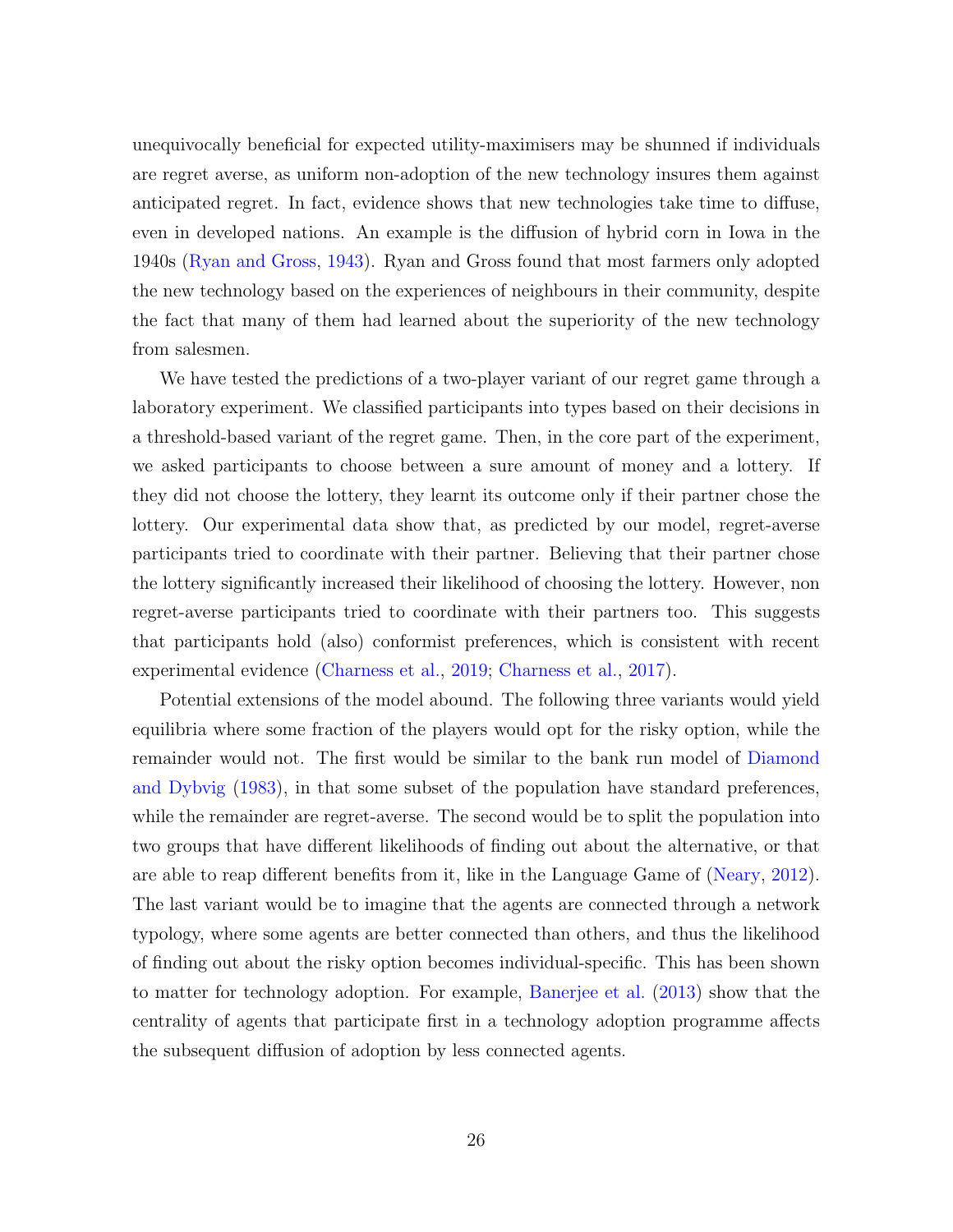unequivocally beneficial for expected utility-maximisers may be shunned if individuals are regret averse, as uniform non-adoption of the new technology insures them against anticipated regret. In fact, evidence shows that new technologies take time to diffuse, even in developed nations. An example is the diffusion of hybrid corn in Iowa in the 1940s (Ryan and Gross, 1943). Ryan and Gross found that most farmers only adopted the new technology based on the experiences of neighbours in their community, despite the fact that many of them had learned about the superiority of the new technology from salesmen.

We have tested the predictions of a two-player variant of our regret game through a laboratory experiment. We classified participants into types based on their decisions in a threshold-based variant of the regret game. Then, in the core part of the experiment, we asked participants to choose between a sure amount of money and a lottery. If they did not choose the lottery, they learnt its outcome only if their partner chose the lottery. Our experimental data show that, as predicted by our model, regret-averse participants tried to coordinate with their partner. Believing that their partner chose the lottery significantly increased their likelihood of choosing the lottery. However, non regret-averse participants tried to coordinate with their partners too. This suggests that participants hold (also) conformist preferences, which is consistent with recent experimental evidence (Charness et al., 2019; Charness et al., 2017).

Potential extensions of the model abound. The following three variants would yield equilibria where some fraction of the players would opt for the risky option, while the remainder would not. The first would be similar to the bank run model of Diamond and Dybvig (1983), in that some subset of the population have standard preferences, while the remainder are regret-averse. The second would be to split the population into two groups that have different likelihoods of finding out about the alternative, or that are able to reap different benefits from it, like in the Language Game of (Neary, 2012). The last variant would be to imagine that the agents are connected through a network typology, where some agents are better connected than others, and thus the likelihood of finding out about the risky option becomes individual-specific. This has been shown to matter for technology adoption. For example, Banerjee et al. (2013) show that the centrality of agents that participate first in a technology adoption programme affects the subsequent diffusion of adoption by less connected agents.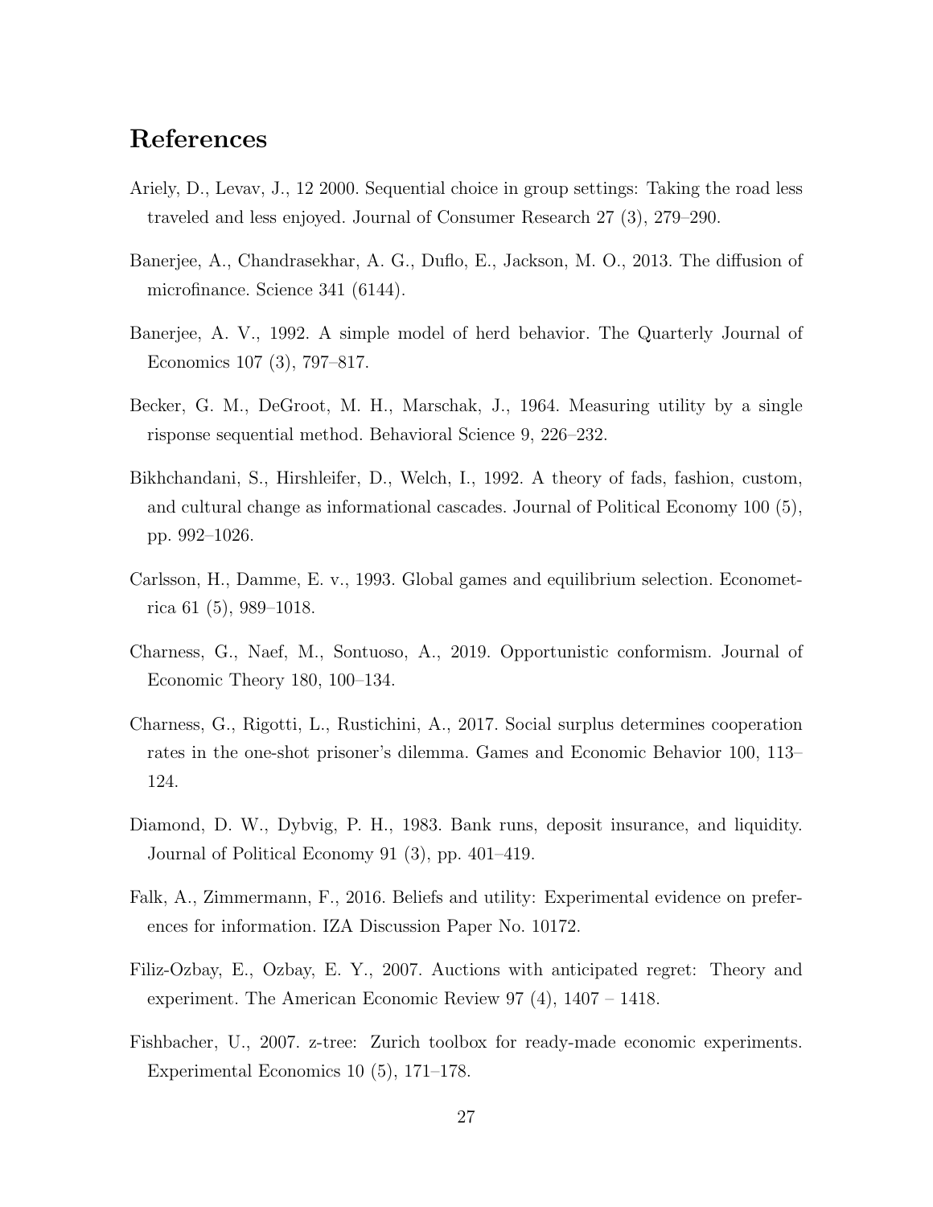# References

Ariely, D., Levav, J., 12 2000. Sequential choice in group settings: Taking the road less traveled and less enjoyed. Journal of Consumer Research 27 (3), 279–290.

Banerjee, A., Chandrasekhar, A. G., Duflo, E., Jackson, M. O., 2013. The diffusion of microfinance. Science 341 (6144).

Banerjee, A. V., 1992. A simple model of herd behavior. The Quarterly Journal of Economics 107 (3), 797–817.

Becker, G. M., DeGroot, M. H., Marschak, J., 1964. Measuring utility by a single risponse sequential method. Behavioral Science 9, 226–232.

Bikhchandani, S., Hirshleifer, D., Welch, I., 1992. A theory of fads, fashion, custom, and cultural change as informational cascades. Journal of Political Economy 100 (5), pp. 992–1026.

Carlsson, H., Damme, E. v., 1993. Global games and equilibrium selection. Econometrica 61 (5), 989–1018.

Charness, G., Naef, M., Sontuoso, A., 2019. Opportunistic conformism. Journal of Economic Theory 180, 100–134.

Charness, G., Rigotti, L., Rustichini, A., 2017. Social surplus determines cooperation rates in the one-shot prisoner's dilemma. Games and Economic Behavior 100, 113–124.

Diamond, D. W., Dybvig, P. H., 1983. Bank runs, deposit insurance, and liquidity. Journal of Political Economy 91 (3), pp. 401–419.

Falk, A., Zimmermann, F., 2016. Beliefs and utility: Experimental evidence on preferences for information. IZA Discussion Paper No. 10172.

Filiz-Ozbay, E., Ozbay, E. Y., 2007. Auctions with anticipated regret: Theory and experiment. The American Economic Review 97 (4), 1407 – 1418.

Fishbacher, U., 2007. z-tree: Zurich toolbox for ready-made economic experiments. Experimental Economics 10 (5), 171–178.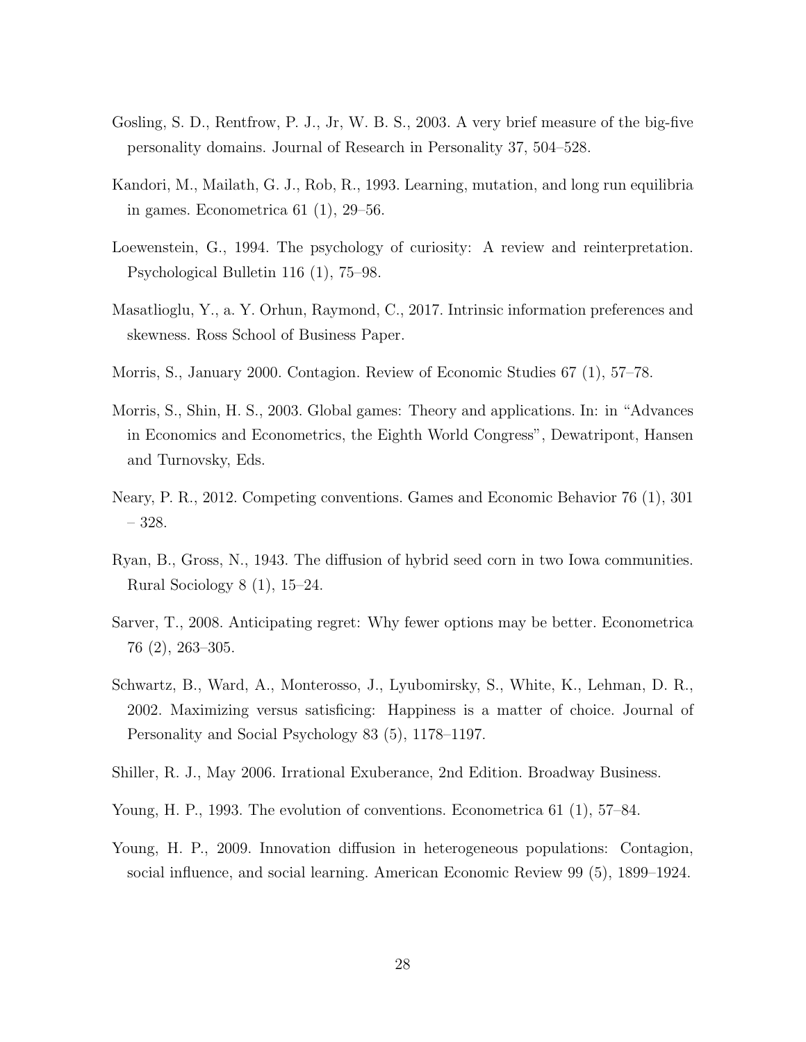Gosling, S. D., Rentfrow, P. J., Jr, W. B. S., 2003. A very brief measure of the big-five personality domains. Journal of Research in Personality 37, 504–528.

Kandori, M., Mailath, G. J., Rob, R., 1993. Learning, mutation, and long run equilibria in games. Econometrica 61 (1), 29–56.

Loewenstein, G., 1994. The psychology of curiosity: A review and reinterpretation. Psychological Bulletin 116 (1), 75–98.

Masatlioglu, Y., a. Y. Orhun, Raymond, C., 2017. Intrinsic information preferences and skewness. Ross School of Business Paper.

Morris, S., January 2000. Contagion. Review of Economic Studies 67 (1), 57–78.

Morris, S., Shin, H. S., 2003. Global games: Theory and applications. In: in "Advances in Economics and Econometrics, the Eighth World Congress", Dewatripont, Hansen and Turnovsky, Eds.

Neary, P. R., 2012. Competing conventions. Games and Economic Behavior 76 (1), 301 – 328.

Ryan, B., Gross, N., 1943. The diffusion of hybrid seed corn in two Iowa communities. Rural Sociology 8 (1), 15–24.

Sarver, T., 2008. Anticipating regret: Why fewer options may be better. Econometrica 76 (2), 263–305.

Schwartz, B., Ward, A., Monterosso, J., Lyubomirsky, S., White, K., Lehman, D. R., 2002. Maximizing versus satisficing: Happiness is a matter of choice. Journal of Personality and Social Psychology 83 (5), 1178–1197.

Shiller, R. J., May 2006. Irrational Exuberance, 2nd Edition. Broadway Business.

Young, H. P., 1993. The evolution of conventions. Econometrica 61 (1), 57–84.

Young, H. P., 2009. Innovation diffusion in heterogeneous populations: Contagion, social influence, and social learning. American Economic Review 99 (5), 1899–1924.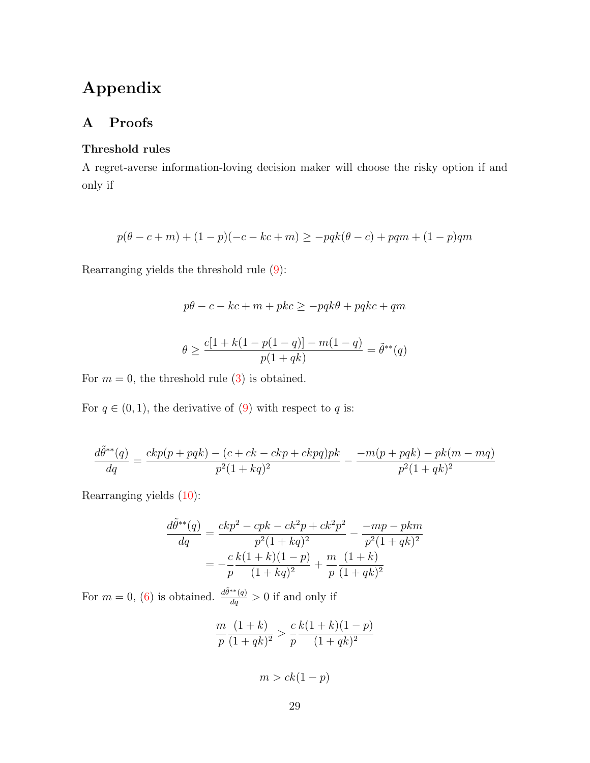# Appendix

## A Proofs

### Threshold rules

A regret-averse information-loving decision maker will choose the risky option if and only if

$$p(\theta - c + m) + (1-p)(-c - kc + m) \geq -pqk(\theta - c) + pqm + (1-p)qm$$

Rearranging yields the threshold rule (9):

$$p\theta - c - kc + m + pkc \geq -pqk\theta + pqkc + qm$$

$$\theta \geq \frac{c[1 + k(1 - p(1-q))] - m(1-q)}{p(1+qk)} = \tilde{\theta}^{**}(q)$$

For $m = 0$, the threshold rule (3) is obtained.

For $q \in (0,1)$, the derivative of (9) with respect to $q$ is:

$$\frac{d\tilde{\theta}^{**}(q)}{dq} = \frac{ckp(p + pqk) - (c + ck - ckp + ckpq)pk}{p^2(1+kq)^2} - \frac{-m(p + pqk) - pk(m - mq)}{p^2(1+qk)^2}$$

Rearranging yields (10):

$$\begin{aligned}
\frac{d\tilde{\theta}^{**}(q)}{dq} &= \frac{ckp^2 - cpk - ck^2p + ck^2p^2}{p^2(1+kq)^2} - \frac{-mp - pkm}{p^2(1+qk)^2} \\
&= -\frac{c}{p}\frac{k(1+k)(1-p)}{(1+kq)^2} + \frac{m}{p}\frac{(1+k)}{(1+qk)^2}
\end{aligned}$$

For $m = 0$, (6) is obtained. $\frac{d\tilde{\theta}^{**}(q)}{dq} > 0$ if and only if

$$\frac{m}{p}\frac{(1+k)}{(1+qk)^2} > \frac{c}{p}\frac{k(1+k)(1-p)}{(1+qk)^2}$$

$$m > ck(1-p)$$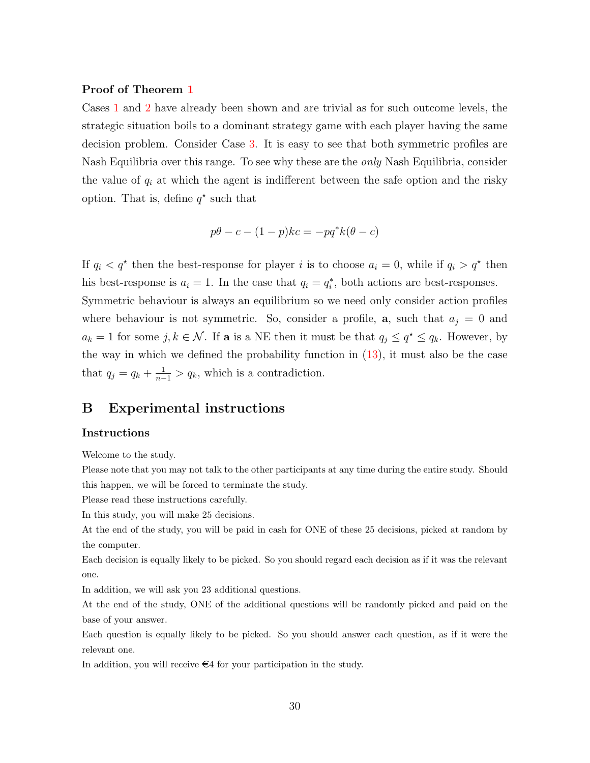**Proof of Theorem 1**

Cases 1 and 2 have already been shown and are trivial as for such outcome levels, the strategic situation boils to a dominant strategy game with each player having the same decision problem. Consider Case 3. It is easy to see that both symmetric profiles are Nash Equilibria over this range. To see why these are the *only* Nash Equilibria, consider the value of $q_i$ at which the agent is indifferent between the safe option and the risky option. That is, define $q^\star$ such that

$$p\theta - c - (1-p)kc = -pq^* k(\theta - c)$$

If $q_i < q^\star$ then the best-response for player $i$ is to choose $a_i = 0$, while if $q_i > q^\star$ then his best-response is $a_i = 1$. In the case that $q_i = q_i^*$, both actions are best-responses. Symmetric behaviour is always an equilibrium so we need only consider action profiles where behaviour is not symmetric. So, consider a profile, $\mathbf{a}$, such that $a_j = 0$ and $a_k = 1$ for some $j, k \in \mathcal{N}$. If $\mathbf{a}$ is a NE then it must be that $q_j \leq q^\star \leq q_k$. However, by the way in which we defined the probability function in (13), it must also be the case that $q_j = q_k + \frac{1}{n-1} > q_k$, which is a contradiction.

## B Experimental instructions

### Instructions

Welcome to the study.

Please note that you may not talk to the other participants at any time during the entire study. Should this happen, we will be forced to terminate the study.

Please read these instructions carefully.

In this study, you will make 25 decisions.

At the end of the study, you will be paid in cash for ONE of these 25 decisions, picked at random by the computer.

Each decision is equally likely to be picked. So you should regard each decision as if it was the relevant one.

In addition, we will ask you 23 additional questions.

At the end of the study, ONE of the additional questions will be randomly picked and paid on the base of your answer.

Each question is equally likely to be picked. So you should answer each question, as if it were the relevant one.

In addition, you will receive €4 for your participation in the study.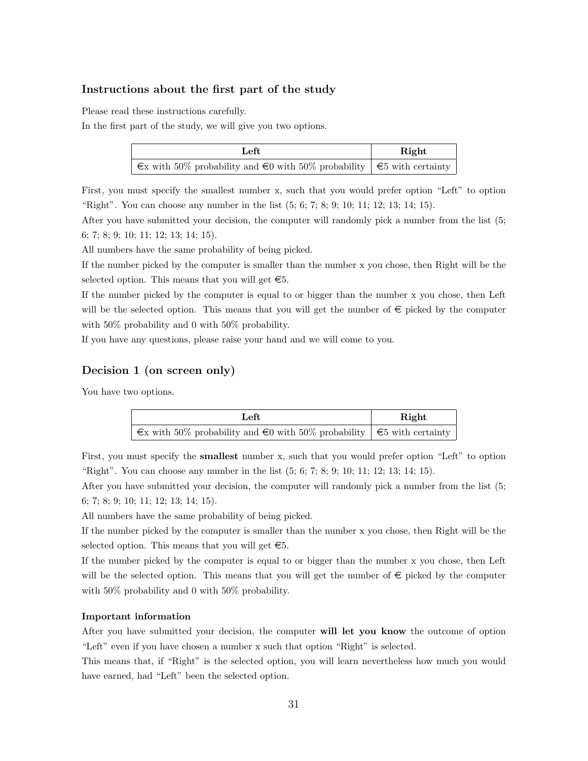## Instructions about the first part of the study

Please read these instructions carefully.

In the first part of the study, we will give you two options.

| Left | Right |
|---|---|
| €x with 50% probability and €0 with 50% probability | €5 with certainty |

First, you must specify the smallest number x, such that you would prefer option "Left" to option "Right". You can choose any number in the list (5; 6; 7; 8; 9; 10; 11; 12; 13; 14; 15).

After you have submitted your decision, the computer will randomly pick a number from the list (5; 6; 7; 8; 9; 10; 11; 12; 13; 14; 15).

All numbers have the same probability of being picked.

If the number picked by the computer is smaller than the number x you chose, then Right will be the selected option. This means that you will get €5.

If the number picked by the computer is equal to or bigger than the number x you chose, then Left will be the selected option. This means that you will get the number of € picked by the computer with 50% probability and 0 with 50% probability.

If you have any questions, please raise your hand and we will come to you.

## Decision 1 (on screen only)

You have two options.

| Left | Right |
|---|---|
| €x with 50% probability and €0 with 50% probability | €5 with certainty |

First, you must specify the **smallest** number x, such that you would prefer option "Left" to option "Right". You can choose any number in the list (5; 6; 7; 8; 9; 10; 11; 12; 13; 14; 15).

After you have submitted your decision, the computer will randomly pick a number from the list (5; 6; 7; 8; 9; 10; 11; 12; 13; 14; 15).

All numbers have the same probability of being picked.

If the number picked by the computer is smaller than the number x you chose, then Right will be the selected option. This means that you will get €5.

If the number picked by the computer is equal to or bigger than the number x you chose, then Left will be the selected option. This means that you will get the number of € picked by the computer with 50% probability and 0 with 50% probability.

**Important information**

After you have submitted your decision, the computer **will let you know** the outcome of option "Left" even if you have chosen a number x such that option "Right" is selected.

This means that, if "Right" is the selected option, you will learn nevertheless how much you would have earned, had "Left" been the selected option.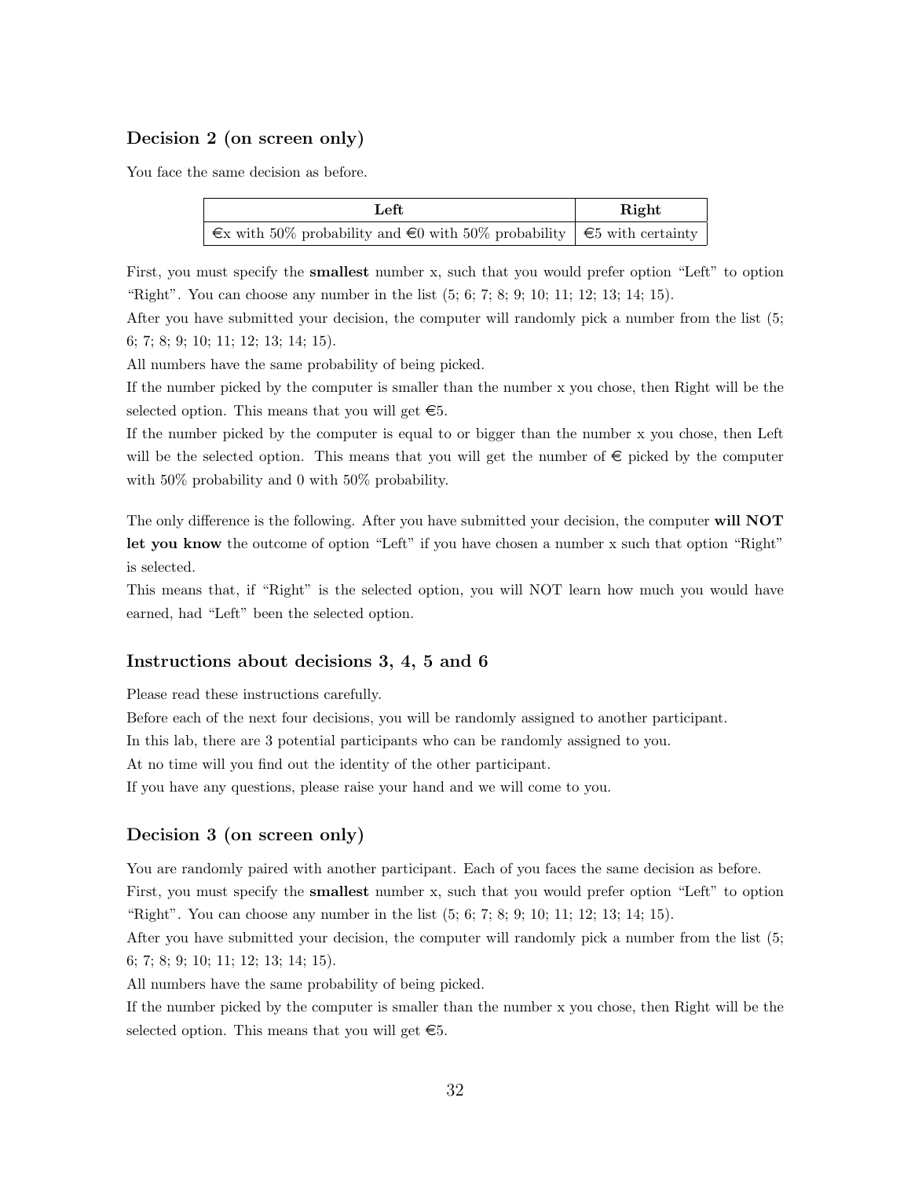### Decision 2 (on screen only)

You face the same decision as before.

| Left | Right |
|---|---|
| €x with 50% probability and €0 with 50% probability | €5 with certainty |

First, you must specify the **smallest** number x, such that you would prefer option "Left" to option "Right". You can choose any number in the list (5; 6; 7; 8; 9; 10; 11; 12; 13; 14; 15).

After you have submitted your decision, the computer will randomly pick a number from the list (5; 6; 7; 8; 9; 10; 11; 12; 13; 14; 15).

All numbers have the same probability of being picked.

If the number picked by the computer is smaller than the number x you chose, then Right will be the selected option. This means that you will get €5.

If the number picked by the computer is equal to or bigger than the number x you chose, then Left will be the selected option. This means that you will get the number of € picked by the computer with 50% probability and 0 with 50% probability.

The only difference is the following. After you have submitted your decision, the computer **will NOT let you know** the outcome of option "Left" if you have chosen a number x such that option "Right" is selected.

This means that, if "Right" is the selected option, you will NOT learn how much you would have earned, had "Left" been the selected option.

### Instructions about decisions 3, 4, 5 and 6

Please read these instructions carefully.

Before each of the next four decisions, you will be randomly assigned to another participant.

In this lab, there are 3 potential participants who can be randomly assigned to you.

At no time will you find out the identity of the other participant.

If you have any questions, please raise your hand and we will come to you.

### Decision 3 (on screen only)

You are randomly paired with another participant. Each of you faces the same decision as before.

First, you must specify the **smallest** number x, such that you would prefer option "Left" to option "Right". You can choose any number in the list (5; 6; 7; 8; 9; 10; 11; 12; 13; 14; 15).

After you have submitted your decision, the computer will randomly pick a number from the list (5; 6; 7; 8; 9; 10; 11; 12; 13; 14; 15).

All numbers have the same probability of being picked.

If the number picked by the computer is smaller than the number x you chose, then Right will be the selected option. This means that you will get €5.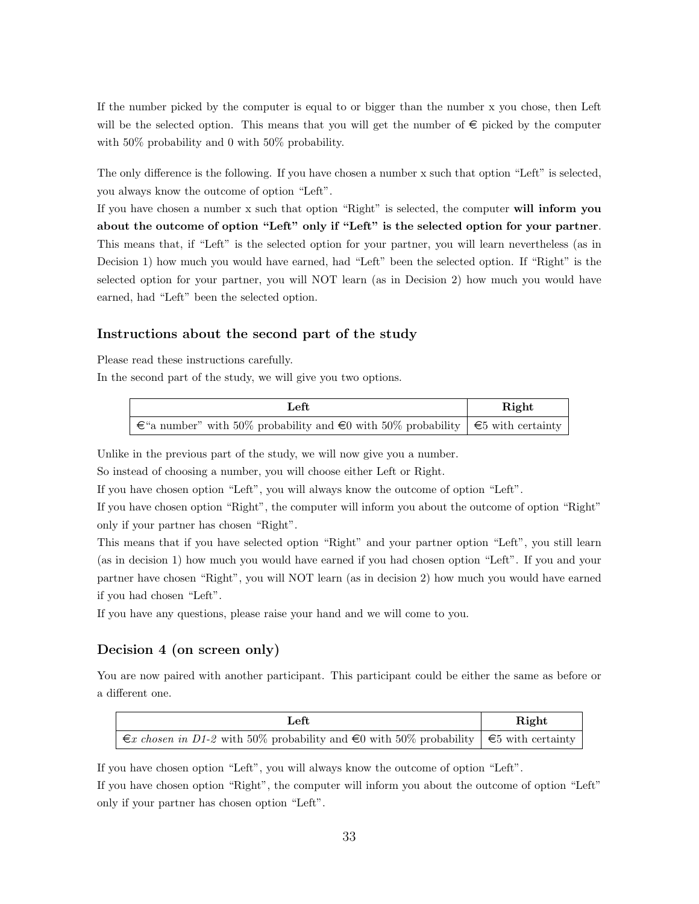If the number picked by the computer is equal to or bigger than the number x you chose, then Left will be the selected option. This means that you will get the number of € picked by the computer with 50% probability and 0 with 50% probability.

The only difference is the following. If you have chosen a number x such that option "Left" is selected, you always know the outcome of option "Left".

If you have chosen a number x such that option "Right" is selected, the computer **will inform you about the outcome of option "Left" only if "Left" is the selected option for your partner**. This means that, if "Left" is the selected option for your partner, you will learn nevertheless (as in Decision 1) how much you would have earned, had "Left" been the selected option. If "Right" is the selected option for your partner, you will NOT learn (as in Decision 2) how much you would have earned, had "Left" been the selected option.

### Instructions about the second part of the study

Please read these instructions carefully.

In the second part of the study, we will give you two options.

| Left | Right |
|---|---|
| €"a number" with 50% probability and €0 with 50% probability | €5 with certainty |

Unlike in the previous part of the study, we will now give you a number.

So instead of choosing a number, you will choose either Left or Right.

If you have chosen option "Left", you will always know the outcome of option "Left".

If you have chosen option "Right", the computer will inform you about the outcome of option "Right" only if your partner has chosen "Right".

This means that if you have selected option "Right" and your partner option "Left", you still learn (as in decision 1) how much you would have earned if you had chosen option "Left". If you and your partner have chosen "Right", you will NOT learn (as in decision 2) how much you would have earned if you had chosen "Left".

If you have any questions, please raise your hand and we will come to you.

### Decision 4 (on screen only)

You are now paired with another participant. This participant could be either the same as before or a different one.

| Left | Right |
|---|---|
| €*x chosen in D1-2* with 50% probability and €0 with 50% probability | €5 with certainty |

If you have chosen option "Left", you will always know the outcome of option "Left".

If you have chosen option "Right", the computer will inform you about the outcome of option "Left" only if your partner has chosen option "Left".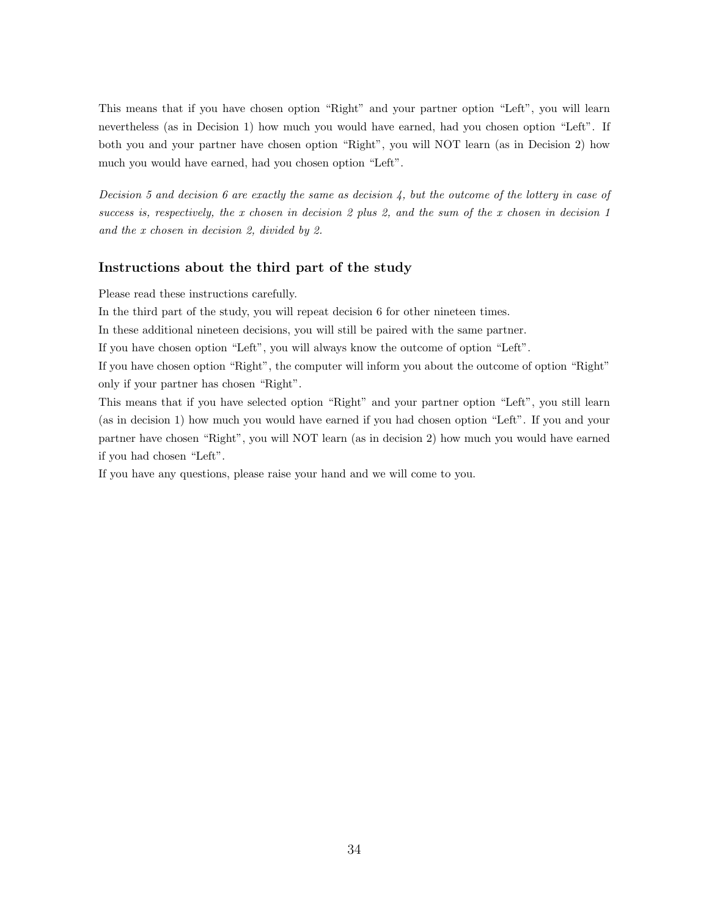This means that if you have chosen option “Right” and your partner option “Left”, you will learn nevertheless (as in Decision 1) how much you would have earned, had you chosen option “Left”. If both you and your partner have chosen option “Right”, you will NOT learn (as in Decision 2) how much you would have earned, had you chosen option “Left”.

*Decision 5 and decision 6 are exactly the same as decision 4, but the outcome of the lottery in case of success is, respectively, the x chosen in decision 2 plus 2, and the sum of the x chosen in decision 1 and the x chosen in decision 2, divided by 2.*

### Instructions about the third part of the study

Please read these instructions carefully.

In the third part of the study, you will repeat decision 6 for other nineteen times.

In these additional nineteen decisions, you will still be paired with the same partner.

If you have chosen option “Left”, you will always know the outcome of option “Left”.

If you have chosen option “Right”, the computer will inform you about the outcome of option “Right” only if your partner has chosen “Right”.

This means that if you have selected option “Right” and your partner option “Left”, you still learn (as in decision 1) how much you would have earned if you had chosen option “Left”. If you and your partner have chosen “Right”, you will NOT learn (as in decision 2) how much you would have earned if you had chosen “Left”.

If you have any questions, please raise your hand and we will come to you.